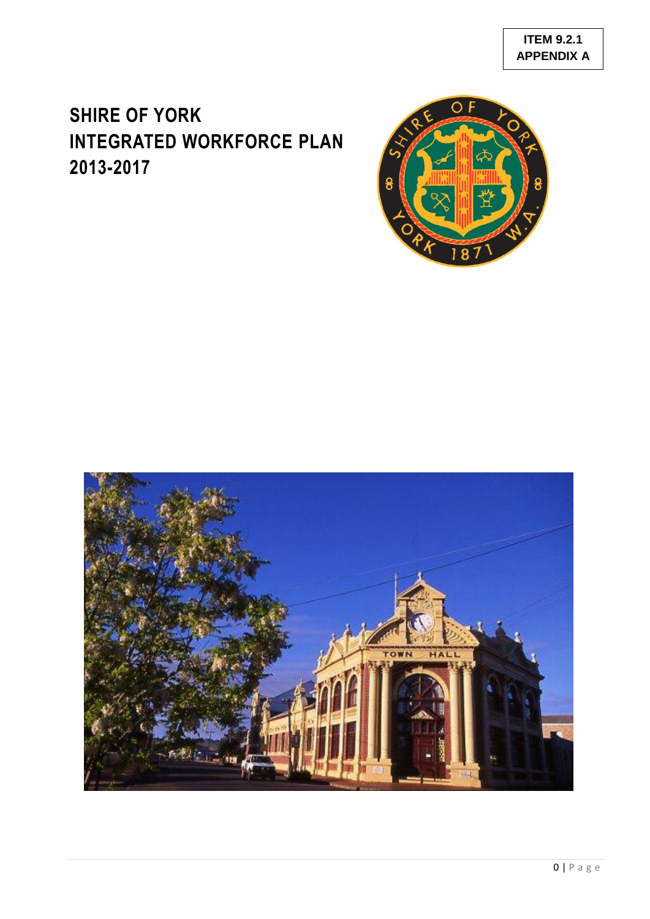**ITEM 9.2.1**
**APPENDIX A**

# SHIRE OF YORK INTEGRATED WORKFORCE PLAN 2013-2017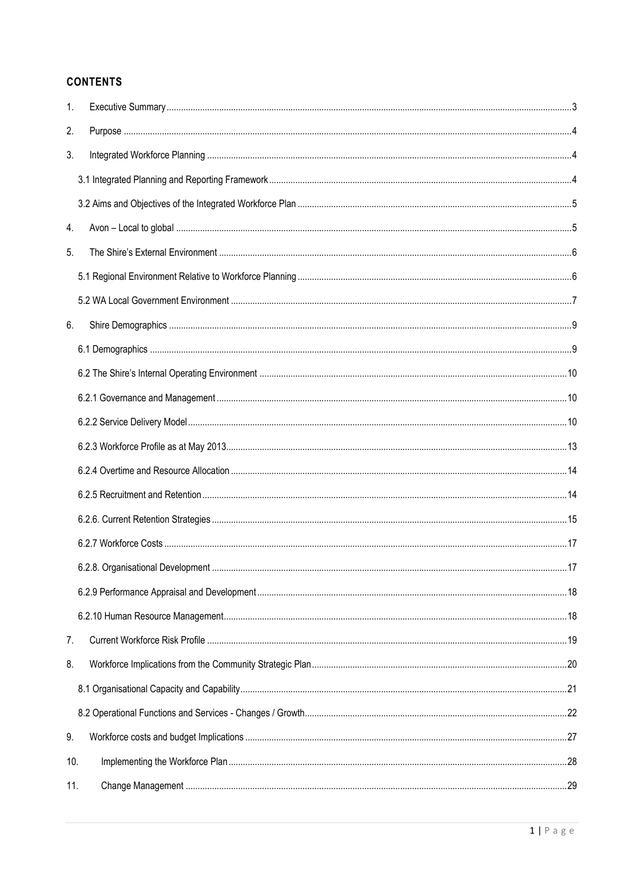## CONTENTS

1. Executive Summary ..... 3
2. Purpose ..... 4
3. Integrated Workforce Planning ..... 4
   - 3.1 Integrated Planning and Reporting Framework ..... 4
   - 3.2 Aims and Objectives of the Integrated Workforce Plan ..... 5
4. Avon – Local to global ..... 5
5. The Shire's External Environment ..... 6
   - 5.1 Regional Environment Relative to Workforce Planning ..... 6
   - 5.2 WA Local Government Environment ..... 7
6. Shire Demographics ..... 9
   - 6.1 Demographics ..... 9
   - 6.2 The Shire's Internal Operating Environment ..... 10
   - 6.2.1 Governance and Management ..... 10
   - 6.2.2 Service Delivery Model ..... 10
   - 6.2.3 Workforce Profile as at May 2013 ..... 13
   - 6.2.4 Overtime and Resource Allocation ..... 14
   - 6.2.5 Recruitment and Retention ..... 14
   - 6.2.6. Current Retention Strategies ..... 15
   - 6.2.7 Workforce Costs ..... 17
   - 6.2.8. Organisational Development ..... 17
   - 6.2.9 Performance Appraisal and Development ..... 18
   - 6.2.10 Human Resource Management ..... 18
7. Current Workforce Risk Profile ..... 19
8. Workforce Implications from the Community Strategic Plan ..... 20
   - 8.1 Organisational Capacity and Capability ..... 21
   - 8.2 Operational Functions and Services - Changes / Growth ..... 22
9. Workforce costs and budget Implications ..... 27
10. Implementing the Workforce Plan ..... 28
11. Change Management ..... 29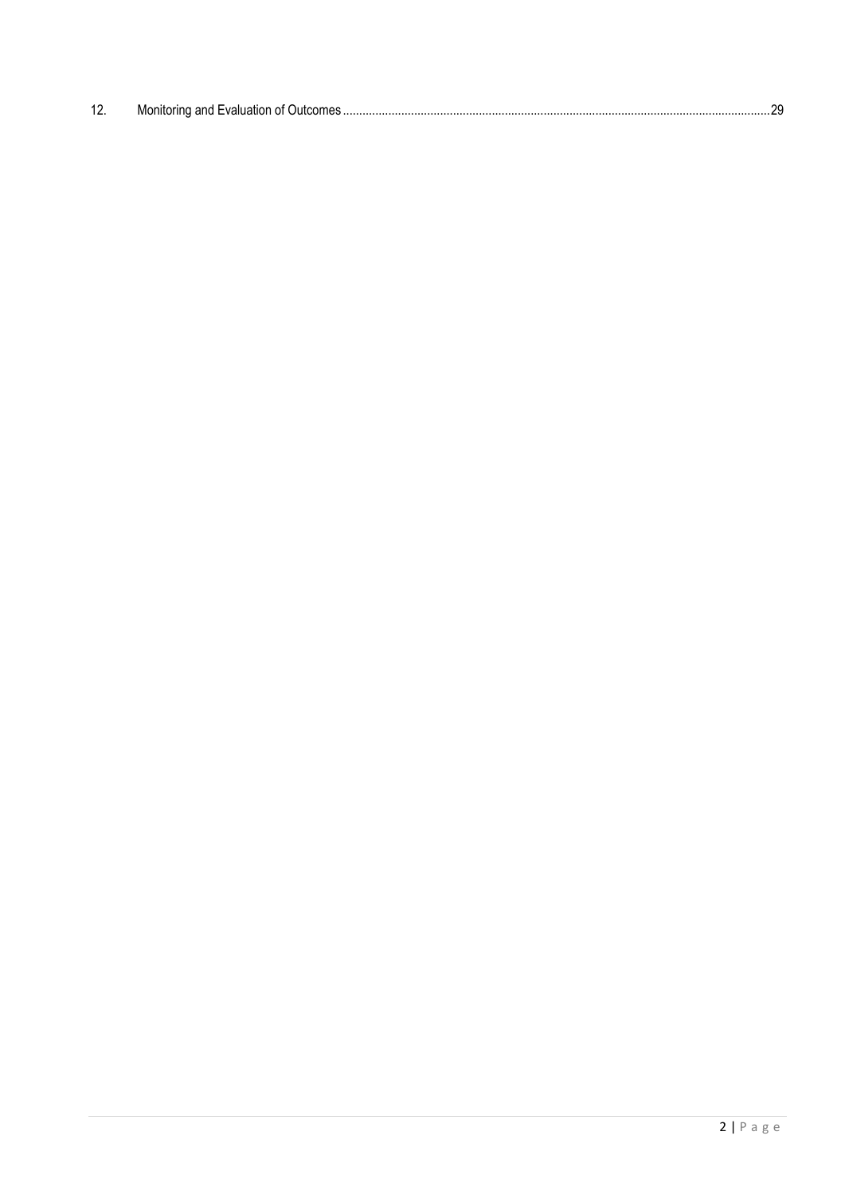12. Monitoring and Evaluation of Outcomes ........................................................................................................................................29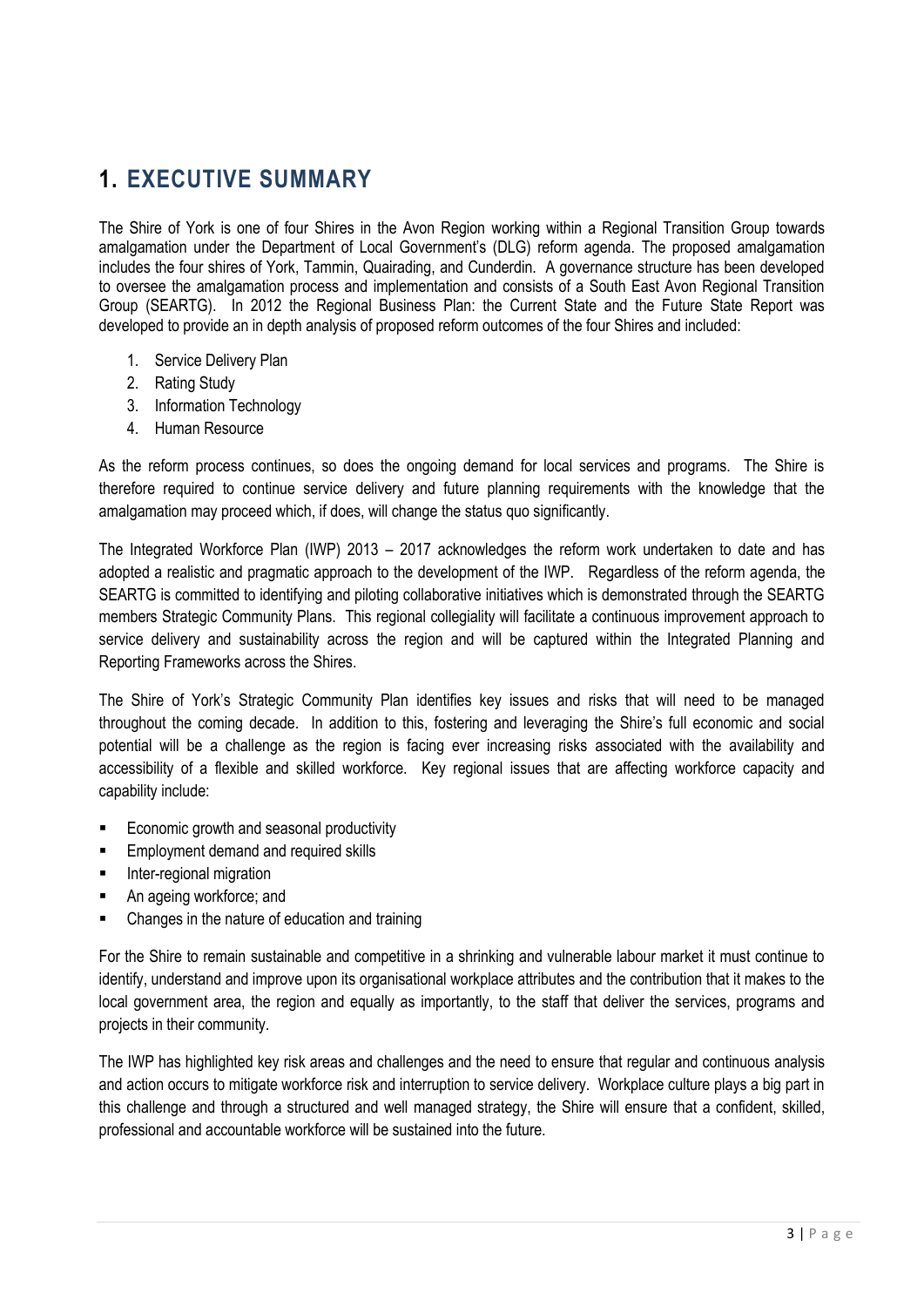# 1. EXECUTIVE SUMMARY

The Shire of York is one of four Shires in the Avon Region working within a Regional Transition Group towards amalgamation under the Department of Local Government's (DLG) reform agenda. The proposed amalgamation includes the four shires of York, Tammin, Quairading, and Cunderdin. A governance structure has been developed to oversee the amalgamation process and implementation and consists of a South East Avon Regional Transition Group (SEARTG). In 2012 the Regional Business Plan: the Current State and the Future State Report was developed to provide an in depth analysis of proposed reform outcomes of the four Shires and included:

1. Service Delivery Plan
2. Rating Study
3. Information Technology
4. Human Resource

As the reform process continues, so does the ongoing demand for local services and programs. The Shire is therefore required to continue service delivery and future planning requirements with the knowledge that the amalgamation may proceed which, if does, will change the status quo significantly.

The Integrated Workforce Plan (IWP) 2013 – 2017 acknowledges the reform work undertaken to date and has adopted a realistic and pragmatic approach to the development of the IWP. Regardless of the reform agenda, the SEARTG is committed to identifying and piloting collaborative initiatives which is demonstrated through the SEARTG members Strategic Community Plans. This regional collegiality will facilitate a continuous improvement approach to service delivery and sustainability across the region and will be captured within the Integrated Planning and Reporting Frameworks across the Shires.

The Shire of York's Strategic Community Plan identifies key issues and risks that will need to be managed throughout the coming decade. In addition to this, fostering and leveraging the Shire's full economic and social potential will be a challenge as the region is facing ever increasing risks associated with the availability and accessibility of a flexible and skilled workforce. Key regional issues that are affecting workforce capacity and capability include:

- Economic growth and seasonal productivity
- Employment demand and required skills
- Inter-regional migration
- An ageing workforce; and
- Changes in the nature of education and training

For the Shire to remain sustainable and competitive in a shrinking and vulnerable labour market it must continue to identify, understand and improve upon its organisational workplace attributes and the contribution that it makes to the local government area, the region and equally as importantly, to the staff that deliver the services, programs and projects in their community.

The IWP has highlighted key risk areas and challenges and the need to ensure that regular and continuous analysis and action occurs to mitigate workforce risk and interruption to service delivery. Workplace culture plays a big part in this challenge and through a structured and well managed strategy, the Shire will ensure that a confident, skilled, professional and accountable workforce will be sustained into the future.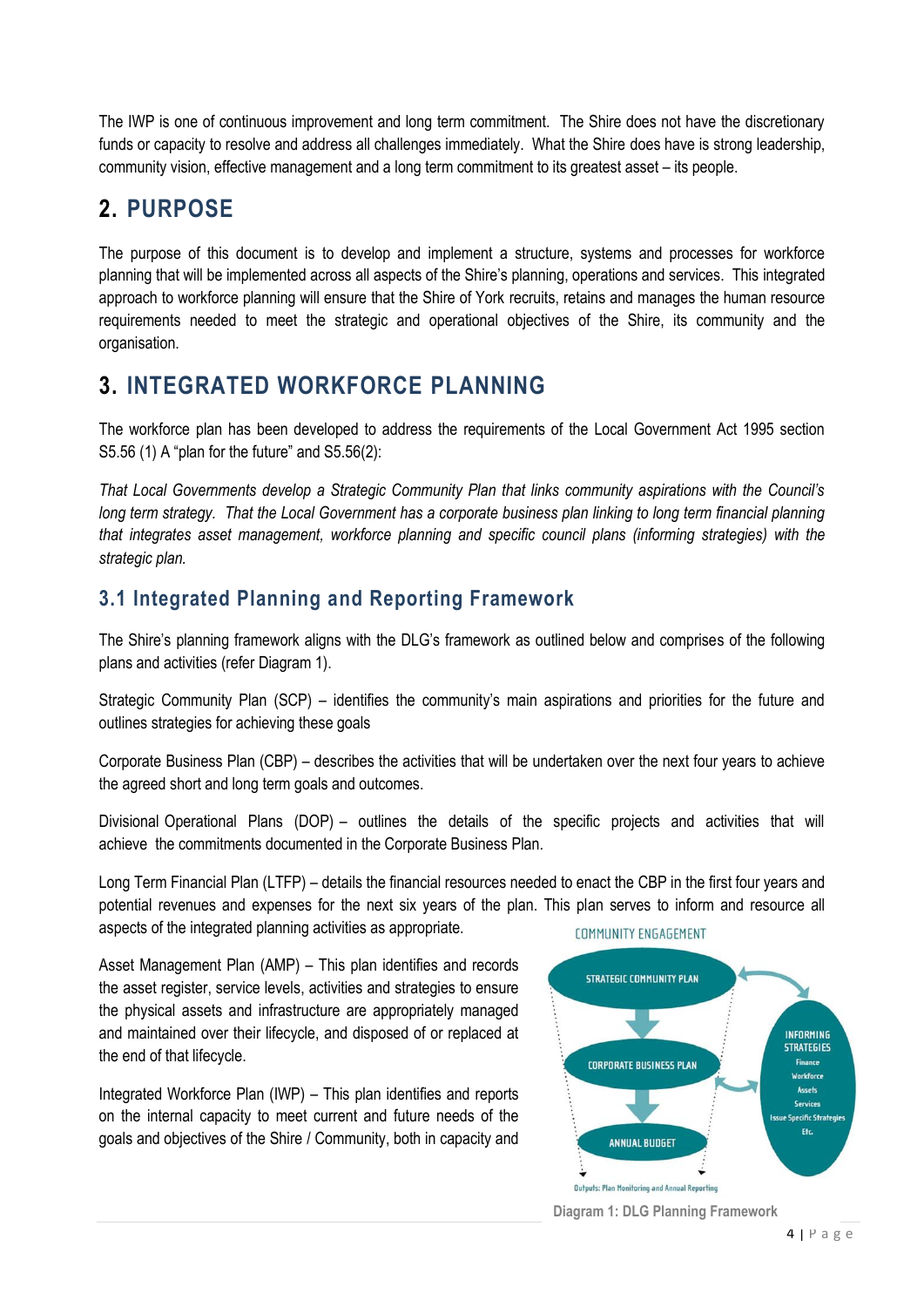The IWP is one of continuous improvement and long term commitment. The Shire does not have the discretionary funds or capacity to resolve and address all challenges immediately. What the Shire does have is strong leadership, community vision, effective management and a long term commitment to its greatest asset – its people.

## 2. PURPOSE

The purpose of this document is to develop and implement a structure, systems and processes for workforce planning that will be implemented across all aspects of the Shire's planning, operations and services. This integrated approach to workforce planning will ensure that the Shire of York recruits, retains and manages the human resource requirements needed to meet the strategic and operational objectives of the Shire, its community and the organisation.

## 3. INTEGRATED WORKFORCE PLANNING

The workforce plan has been developed to address the requirements of the Local Government Act 1995 section S5.56 (1) A "plan for the future" and S5.56(2):

*That Local Governments develop a Strategic Community Plan that links community aspirations with the Council's long term strategy. That the Local Government has a corporate business plan linking to long term financial planning that integrates asset management, workforce planning and specific council plans (informing strategies) with the strategic plan.*

### 3.1 Integrated Planning and Reporting Framework

The Shire's planning framework aligns with the DLG's framework as outlined below and comprises of the following plans and activities (refer Diagram 1).

Strategic Community Plan (SCP) – identifies the community's main aspirations and priorities for the future and outlines strategies for achieving these goals

Corporate Business Plan (CBP) – describes the activities that will be undertaken over the next four years to achieve the agreed short and long term goals and outcomes.

Divisional Operational Plans (DOP) – outlines the details of the specific projects and activities that will achieve the commitments documented in the Corporate Business Plan.

Long Term Financial Plan (LTFP) – details the financial resources needed to enact the CBP in the first four years and potential revenues and expenses for the next six years of the plan. This plan serves to inform and resource all aspects of the integrated planning activities as appropriate.

Asset Management Plan (AMP) – This plan identifies and records the asset register, service levels, activities and strategies to ensure the physical assets and infrastructure are appropriately managed and maintained over their lifecycle, and disposed of or replaced at the end of that lifecycle.

Integrated Workforce Plan (IWP) – This plan identifies and reports on the internal capacity to meet current and future needs of the goals and objectives of the Shire / Community, both in capacity and

COMMUNITY ENGAGEMENT

STRATEGIC COMMUNITY PLAN

CORPORATE BUSINESS PLAN

ANNUAL BUDGET

INFORMING STRATEGIES
Finance
Workforce
Assets
Services
Issue Specific Strategies
Etc.

Outputs: Plan Monitoring and Annual Reporting

Diagram 1: DLG Planning Framework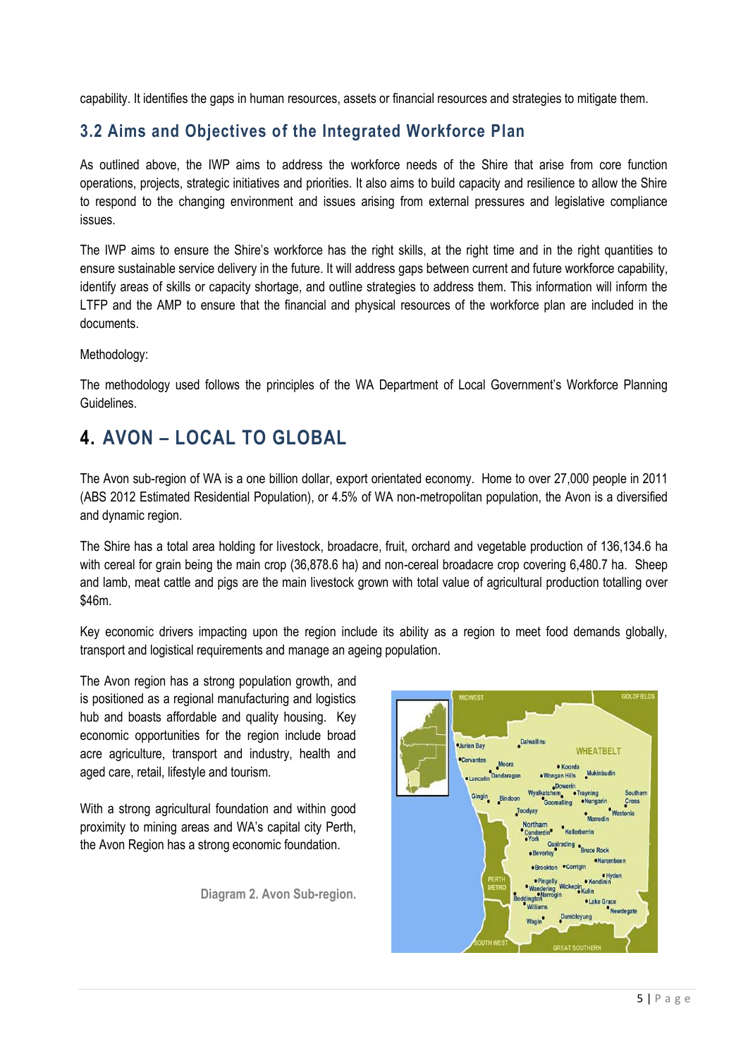capability. It identifies the gaps in human resources, assets or financial resources and strategies to mitigate them.

### 3.2 Aims and Objectives of the Integrated Workforce Plan

As outlined above, the IWP aims to address the workforce needs of the Shire that arise from core function operations, projects, strategic initiatives and priorities. It also aims to build capacity and resilience to allow the Shire to respond to the changing environment and issues arising from external pressures and legislative compliance issues.

The IWP aims to ensure the Shire's workforce has the right skills, at the right time and in the right quantities to ensure sustainable service delivery in the future. It will address gaps between current and future workforce capability, identify areas of skills or capacity shortage, and outline strategies to address them. This information will inform the LTFP and the AMP to ensure that the financial and physical resources of the workforce plan are included in the documents.

Methodology:

The methodology used follows the principles of the WA Department of Local Government's Workforce Planning Guidelines.

## 4. AVON – LOCAL TO GLOBAL

The Avon sub-region of WA is a one billion dollar, export orientated economy. Home to over 27,000 people in 2011 (ABS 2012 Estimated Residential Population), or 4.5% of WA non-metropolitan population, the Avon is a diversified and dynamic region.

The Shire has a total area holding for livestock, broadacre, fruit, orchard and vegetable production of 136,134.6 ha with cereal for grain being the main crop (36,878.6 ha) and non-cereal broadacre crop covering 6,480.7 ha. Sheep and lamb, meat cattle and pigs are the main livestock grown with total value of agricultural production totalling over $46m.

Key economic drivers impacting upon the region include its ability as a region to meet food demands globally, transport and logistical requirements and manage an ageing population.

The Avon region has a strong population growth, and is positioned as a regional manufacturing and logistics hub and boasts affordable and quality housing. Key economic opportunities for the region include broad acre agriculture, transport and industry, health and aged care, retail, lifestyle and tourism.

With a strong agricultural foundation and within good proximity to mining areas and WA's capital city Perth, the Avon Region has a strong economic foundation.

Diagram 2. Avon Sub-region.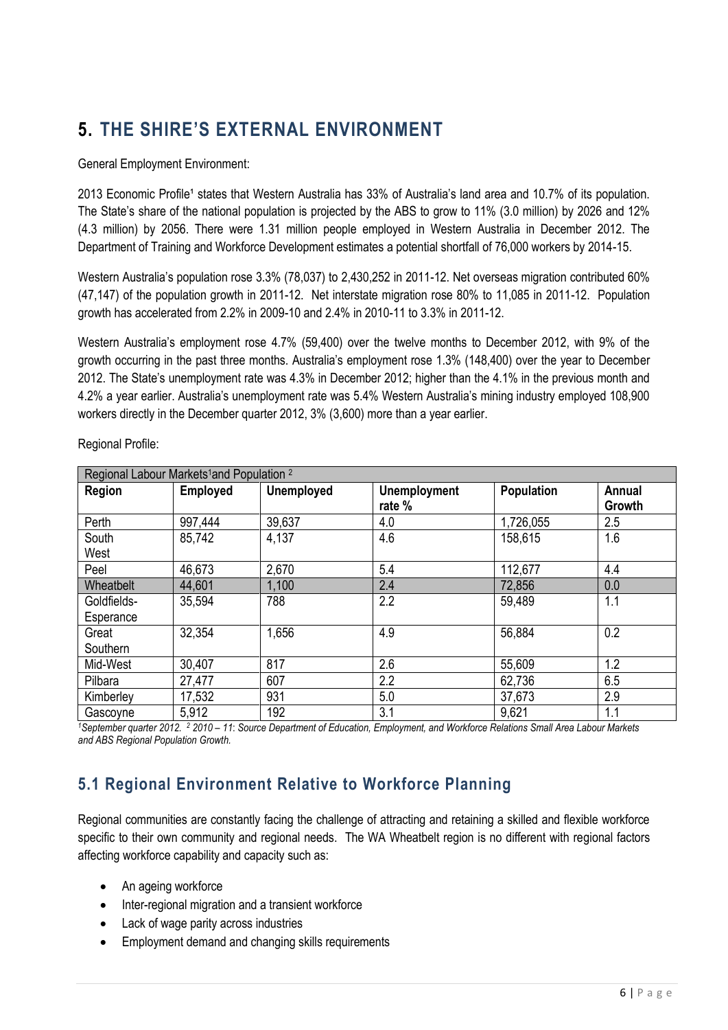# 5. THE SHIRE'S EXTERNAL ENVIRONMENT

General Employment Environment:

2013 Economic Profile[1] states that Western Australia has 33% of Australia's land area and 10.7% of its population. The State's share of the national population is projected by the ABS to grow to 11% (3.0 million) by 2026 and 12% (4.3 million) by 2056. There were 1.31 million people employed in Western Australia in December 2012. The Department of Training and Workforce Development estimates a potential shortfall of 76,000 workers by 2014-15.

Western Australia's population rose 3.3% (78,037) to 2,430,252 in 2011-12. Net overseas migration contributed 60% (47,147) of the population growth in 2011-12. Net interstate migration rose 80% to 11,085 in 2011-12. Population growth has accelerated from 2.2% in 2009-10 and 2.4% in 2010-11 to 3.3% in 2011-12.

Western Australia's employment rose 4.7% (59,400) over the twelve months to December 2012, with 9% of the growth occurring in the past three months. Australia's employment rose 1.3% (148,400) over the year to December 2012. The State's unemployment rate was 4.3% in December 2012; higher than the 4.1% in the previous month and 4.2% a year earlier. Australia's unemployment rate was 5.4% Western Australia's mining industry employed 108,900 workers directly in the December quarter 2012, 3% (3,600) more than a year earlier.

Regional Profile:

| Regional Labour Markets[1] and Population [2] | | | | | |
|---|---|---|---|---|---|
| **Region** | **Employed** | **Unemployed** | **Unemployment rate %** | **Population** | **Annual Growth** |
| Perth | 997,444 | 39,637 | 4.0 | 1,726,055 | 2.5 |
| South West | 85,742 | 4,137 | 4.6 | 158,615 | 1.6 |
| Peel | 46,673 | 2,670 | 5.4 | 112,677 | 4.4 |
| Wheatbelt | 44,601 | 1,100 | 2.4 | 72,856 | 0.0 |
| Goldfields-Esperance | 35,594 | 788 | 2.2 | 59,489 | 1.1 |
| Great Southern | 32,354 | 1,656 | 4.9 | 56,884 | 0.2 |
| Mid-West | 30,407 | 817 | 2.6 | 55,609 | 1.2 |
| Pilbara | 27,477 | 607 | 2.2 | 62,736 | 6.5 |
| Kimberley | 17,532 | 931 | 5.0 | 37,673 | 2.9 |
| Gascoyne | 5,912 | 192 | 3.1 | 9,621 | 1.1 |

*[1]September quarter 2012. [2] 2010 – 11: Source Department of Education, Employment, and Workforce Relations Small Area Labour Markets and ABS Regional Population Growth.*

## 5.1 Regional Environment Relative to Workforce Planning

Regional communities are constantly facing the challenge of attracting and retaining a skilled and flexible workforce specific to their own community and regional needs. The WA Wheatbelt region is no different with regional factors affecting workforce capability and capacity such as:

- An ageing workforce
- Inter-regional migration and a transient workforce
- Lack of wage parity across industries
- Employment demand and changing skills requirements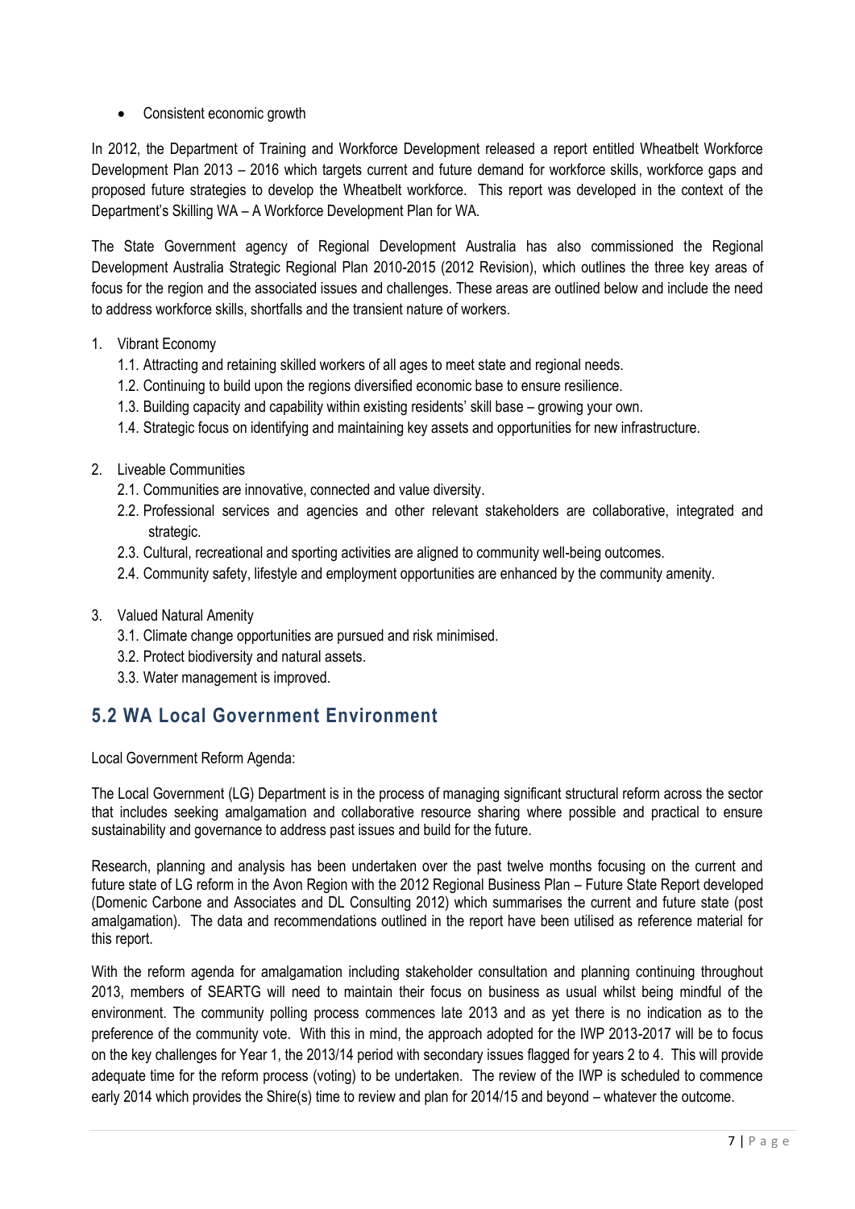- Consistent economic growth

In 2012, the Department of Training and Workforce Development released a report entitled Wheatbelt Workforce Development Plan 2013 – 2016 which targets current and future demand for workforce skills, workforce gaps and proposed future strategies to develop the Wheatbelt workforce. This report was developed in the context of the Department's Skilling WA – A Workforce Development Plan for WA.

The State Government agency of Regional Development Australia has also commissioned the Regional Development Australia Strategic Regional Plan 2010-2015 (2012 Revision), which outlines the three key areas of focus for the region and the associated issues and challenges. These areas are outlined below and include the need to address workforce skills, shortfalls and the transient nature of workers.

1. Vibrant Economy
   - 1.1. Attracting and retaining skilled workers of all ages to meet state and regional needs.
   - 1.2. Continuing to build upon the regions diversified economic base to ensure resilience.
   - 1.3. Building capacity and capability within existing residents' skill base – growing your own.
   - 1.4. Strategic focus on identifying and maintaining key assets and opportunities for new infrastructure.

2. Liveable Communities
   - 2.1. Communities are innovative, connected and value diversity.
   - 2.2. Professional services and agencies and other relevant stakeholders are collaborative, integrated and strategic.
   - 2.3. Cultural, recreational and sporting activities are aligned to community well-being outcomes.
   - 2.4. Community safety, lifestyle and employment opportunities are enhanced by the community amenity.

3. Valued Natural Amenity
   - 3.1. Climate change opportunities are pursued and risk minimised.
   - 3.2. Protect biodiversity and natural assets.
   - 3.3. Water management is improved.

## 5.2 WA Local Government Environment

Local Government Reform Agenda:

The Local Government (LG) Department is in the process of managing significant structural reform across the sector that includes seeking amalgamation and collaborative resource sharing where possible and practical to ensure sustainability and governance to address past issues and build for the future.

Research, planning and analysis has been undertaken over the past twelve months focusing on the current and future state of LG reform in the Avon Region with the 2012 Regional Business Plan – Future State Report developed (Domenic Carbone and Associates and DL Consulting 2012) which summarises the current and future state (post amalgamation). The data and recommendations outlined in the report have been utilised as reference material for this report.

With the reform agenda for amalgamation including stakeholder consultation and planning continuing throughout 2013, members of SEARTG will need to maintain their focus on business as usual whilst being mindful of the environment. The community polling process commences late 2013 and as yet there is no indication as to the preference of the community vote. With this in mind, the approach adopted for the IWP 2013-2017 will be to focus on the key challenges for Year 1, the 2013/14 period with secondary issues flagged for years 2 to 4. This will provide adequate time for the reform process (voting) to be undertaken. The review of the IWP is scheduled to commence early 2014 which provides the Shire(s) time to review and plan for 2014/15 and beyond – whatever the outcome.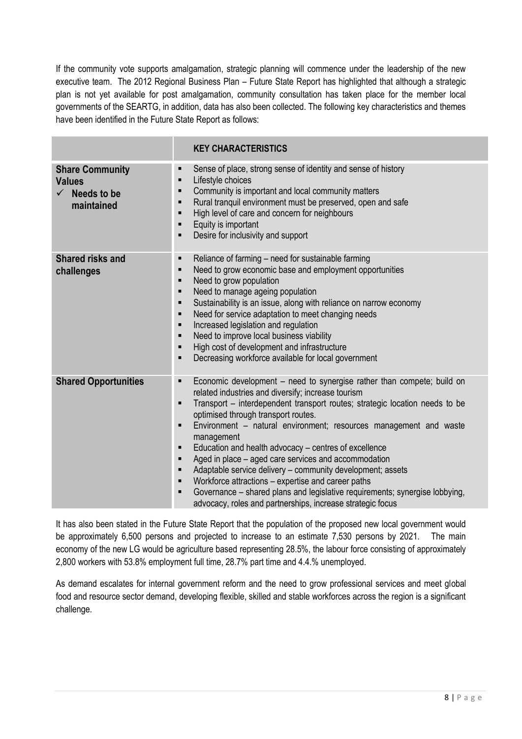If the community vote supports amalgamation, strategic planning will commence under the leadership of the new executive team. The 2012 Regional Business Plan – Future State Report has highlighted that although a strategic plan is not yet available for post amalgamation, community consultation has taken place for the member local governments of the SEARTG, in addition, data has also been collected. The following key characteristics and themes have been identified in the Future State Report as follows:

| | KEY CHARACTERISTICS |
|---|---|
| **Share Community Values** ✓ **Needs to be maintained** | ▪ Sense of place, strong sense of identity and sense of history<br>▪ Lifestyle choices<br>▪ Community is important and local community matters<br>▪ Rural tranquil environment must be preserved, open and safe<br>▪ High level of care and concern for neighbours<br>▪ Equity is important<br>▪ Desire for inclusivity and support |
| **Shared risks and challenges** | ▪ Reliance of farming – need for sustainable farming<br>▪ Need to grow economic base and employment opportunities<br>▪ Need to grow population<br>▪ Need to manage ageing population<br>▪ Sustainability is an issue, along with reliance on narrow economy<br>▪ Need for service adaptation to meet changing needs<br>▪ Increased legislation and regulation<br>▪ Need to improve local business viability<br>▪ High cost of development and infrastructure<br>▪ Decreasing workforce available for local government |
| **Shared Opportunities** | ▪ Economic development – need to synergise rather than compete; build on related industries and diversify; increase tourism<br>▪ Transport – interdependent transport routes; strategic location needs to be optimised through transport routes.<br>▪ Environment – natural environment; resources management and waste management<br>▪ Education and health advocacy – centres of excellence<br>▪ Aged in place – aged care services and accommodation<br>▪ Adaptable service delivery – community development; assets<br>▪ Workforce attractions – expertise and career paths<br>▪ Governance – shared plans and legislative requirements; synergise lobbying, advocacy, roles and partnerships, increase strategic focus |

It has also been stated in the Future State Report that the population of the proposed new local government would be approximately 6,500 persons and projected to increase to an estimate 7,530 persons by 2021. The main economy of the new LG would be agriculture based representing 28.5%, the labour force consisting of approximately 2,800 workers with 53.8% employment full time, 28.7% part time and 4.4.% unemployed.

As demand escalates for internal government reform and the need to grow professional services and meet global food and resource sector demand, developing flexible, skilled and stable workforces across the region is a significant challenge.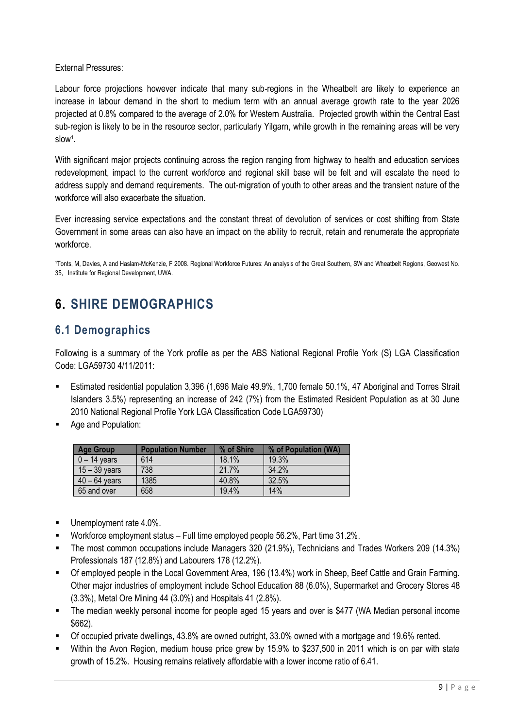External Pressures:

Labour force projections however indicate that many sub-regions in the Wheatbelt are likely to experience an increase in labour demand in the short to medium term with an annual average growth rate to the year 2026 projected at 0.8% compared to the average of 2.0% for Western Australia. Projected growth within the Central East sub-region is likely to be in the resource sector, particularly Yilgarn, while growth in the remaining areas will be very slow[1].

With significant major projects continuing across the region ranging from highway to health and education services redevelopment, impact to the current workforce and regional skill base will be felt and will escalate the need to address supply and demand requirements. The out-migration of youth to other areas and the transient nature of the workforce will also exacerbate the situation.

Ever increasing service expectations and the constant threat of devolution of services or cost shifting from State Government in some areas can also have an impact on the ability to recruit, retain and renumerate the appropriate workforce.

[1]Tonts, M, Davies, A and Haslam-McKenzie, F 2008. Regional Workforce Futures: An analysis of the Great Southern, SW and Wheatbelt Regions, Geowest No. 35, Institute for Regional Development, UWA.

# 6. SHIRE DEMOGRAPHICS

## 6.1 Demographics

Following is a summary of the York profile as per the ABS National Regional Profile York (S) LGA Classification Code: LGA59730 4/11/2011:

- Estimated residential population 3,396 (1,696 Male 49.9%, 1,700 female 50.1%, 47 Aboriginal and Torres Strait Islanders 3.5%) representing an increase of 242 (7%) from the Estimated Resident Population as at 30 June 2010 National Regional Profile York LGA Classification Code LGA59730)
- Age and Population:

| Age Group | Population Number | % of Shire | % of Population (WA) |
|---|---|---|---|
| 0 – 14 years | 614 | 18.1% | 19.3% |
| 15 – 39 years | 738 | 21.7% | 34.2% |
| 40 – 64 years | 1385 | 40.8% | 32.5% |
| 65 and over | 658 | 19.4% | 14% |

- Unemployment rate 4.0%.
- Workforce employment status – Full time employed people 56.2%, Part time 31.2%.
- The most common occupations include Managers 320 (21.9%), Technicians and Trades Workers 209 (14.3%) Professionals 187 (12.8%) and Labourers 178 (12.2%).
- Of employed people in the Local Government Area, 196 (13.4%) work in Sheep, Beef Cattle and Grain Farming. Other major industries of employment include School Education 88 (6.0%), Supermarket and Grocery Stores 48 (3.3%), Metal Ore Mining 44 (3.0%) and Hospitals 41 (2.8%).
- The median weekly personal income for people aged 15 years and over is $477 (WA Median personal income $662).
- Of occupied private dwellings, 43.8% are owned outright, 33.0% owned with a mortgage and 19.6% rented.
- Within the Avon Region, medium house price grew by 15.9% to $237,500 in 2011 which is on par with state growth of 15.2%. Housing remains relatively affordable with a lower income ratio of 6.41.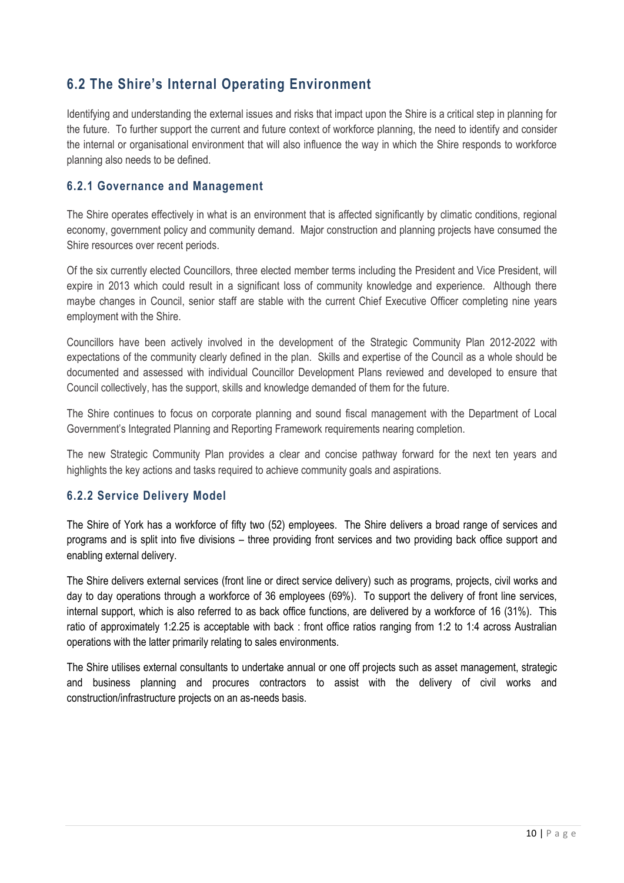## 6.2 The Shire's Internal Operating Environment

Identifying and understanding the external issues and risks that impact upon the Shire is a critical step in planning for the future. To further support the current and future context of workforce planning, the need to identify and consider the internal or organisational environment that will also influence the way in which the Shire responds to workforce planning also needs to be defined.

### 6.2.1 Governance and Management

The Shire operates effectively in what is an environment that is affected significantly by climatic conditions, regional economy, government policy and community demand. Major construction and planning projects have consumed the Shire resources over recent periods.

Of the six currently elected Councillors, three elected member terms including the President and Vice President, will expire in 2013 which could result in a significant loss of community knowledge and experience. Although there maybe changes in Council, senior staff are stable with the current Chief Executive Officer completing nine years employment with the Shire.

Councillors have been actively involved in the development of the Strategic Community Plan 2012-2022 with expectations of the community clearly defined in the plan. Skills and expertise of the Council as a whole should be documented and assessed with individual Councillor Development Plans reviewed and developed to ensure that Council collectively, has the support, skills and knowledge demanded of them for the future.

The Shire continues to focus on corporate planning and sound fiscal management with the Department of Local Government's Integrated Planning and Reporting Framework requirements nearing completion.

The new Strategic Community Plan provides a clear and concise pathway forward for the next ten years and highlights the key actions and tasks required to achieve community goals and aspirations.

### 6.2.2 Service Delivery Model

The Shire of York has a workforce of fifty two (52) employees. The Shire delivers a broad range of services and programs and is split into five divisions – three providing front services and two providing back office support and enabling external delivery.

The Shire delivers external services (front line or direct service delivery) such as programs, projects, civil works and day to day operations through a workforce of 36 employees (69%). To support the delivery of front line services, internal support, which is also referred to as back office functions, are delivered by a workforce of 16 (31%). This ratio of approximately 1:2.25 is acceptable with back : front office ratios ranging from 1:2 to 1:4 across Australian operations with the latter primarily relating to sales environments.

The Shire utilises external consultants to undertake annual or one off projects such as asset management, strategic and business planning and procures contractors to assist with the delivery of civil works and construction/infrastructure projects on an as-needs basis.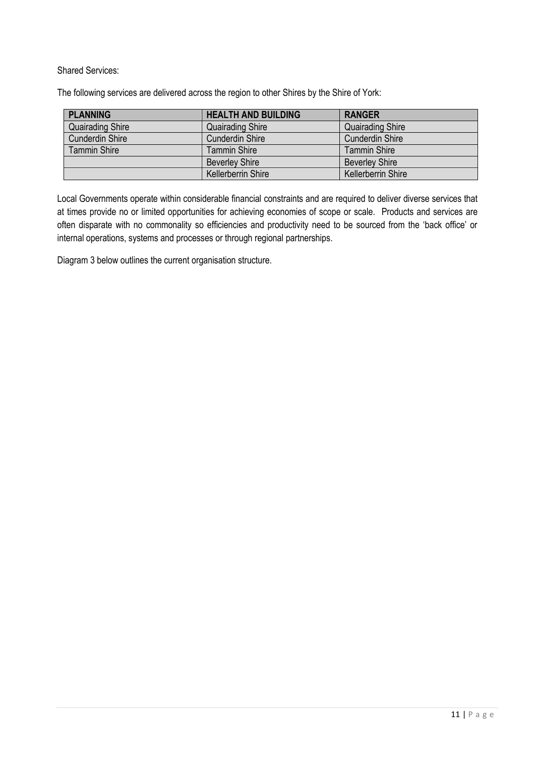Shared Services:

The following services are delivered across the region to other Shires by the Shire of York:

| PLANNING | HEALTH AND BUILDING | RANGER |
|---|---|---|
| Quairading Shire | Quairading Shire | Quairading Shire |
| Cunderdin Shire | Cunderdin Shire | Cunderdin Shire |
| Tammin Shire | Tammin Shire | Tammin Shire |
| | Beverley Shire | Beverley Shire |
| | Kellerberrin Shire | Kellerberrin Shire |

Local Governments operate within considerable financial constraints and are required to deliver diverse services that at times provide no or limited opportunities for achieving economies of scope or scale. Products and services are often disparate with no commonality so efficiencies and productivity need to be sourced from the 'back office' or internal operations, systems and processes or through regional partnerships.

Diagram 3 below outlines the current organisation structure.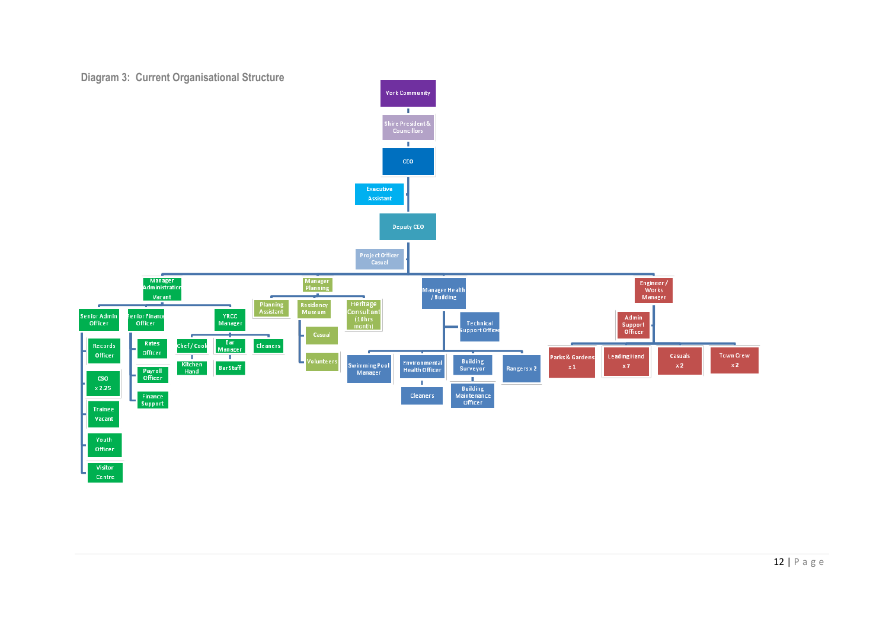### Diagram 3: Current Organisational Structure

- York Community
  - Shire President & Councillors
    - CEO
      - Executive Assistant
      - Deputy CEO
        - Project Officer Casual
        - Manager Administration Vacant
          - Senior Admin Officer
            - Records Officer
            - CSO x 2.25
            - Trainee Vacant
            - Youth Officer
            - Visitor Centre
          - Senior Finance Officer
            - Rates Officer
            - Payroll Officer
            - Finance Support
          - YRCC Manager
            - Chef / Cook
              - Kitchen Hand
            - Bar Manager
              - Bar Staff
            - Cleaners
        - Manager Planning
          - Planning Assistant
          - Residency Museum
            - Casual
            - Volunteers
          - Heritage Consultant (10hrs month)
        - Manager Health / Building
          - Technical Support Officer
          - Swimming Pool Manager
          - Environmental Health Officer
            - Cleaners
          - Building Surveyor
            - Building Maintenance Officer
          - Rangers x 2
        - Engineer / Works Manager
          - Admin Support Officer
          - Parks & Gardens x 1
          - Leading Hand x 7
          - Casuals x 2
          - Town Crew x 2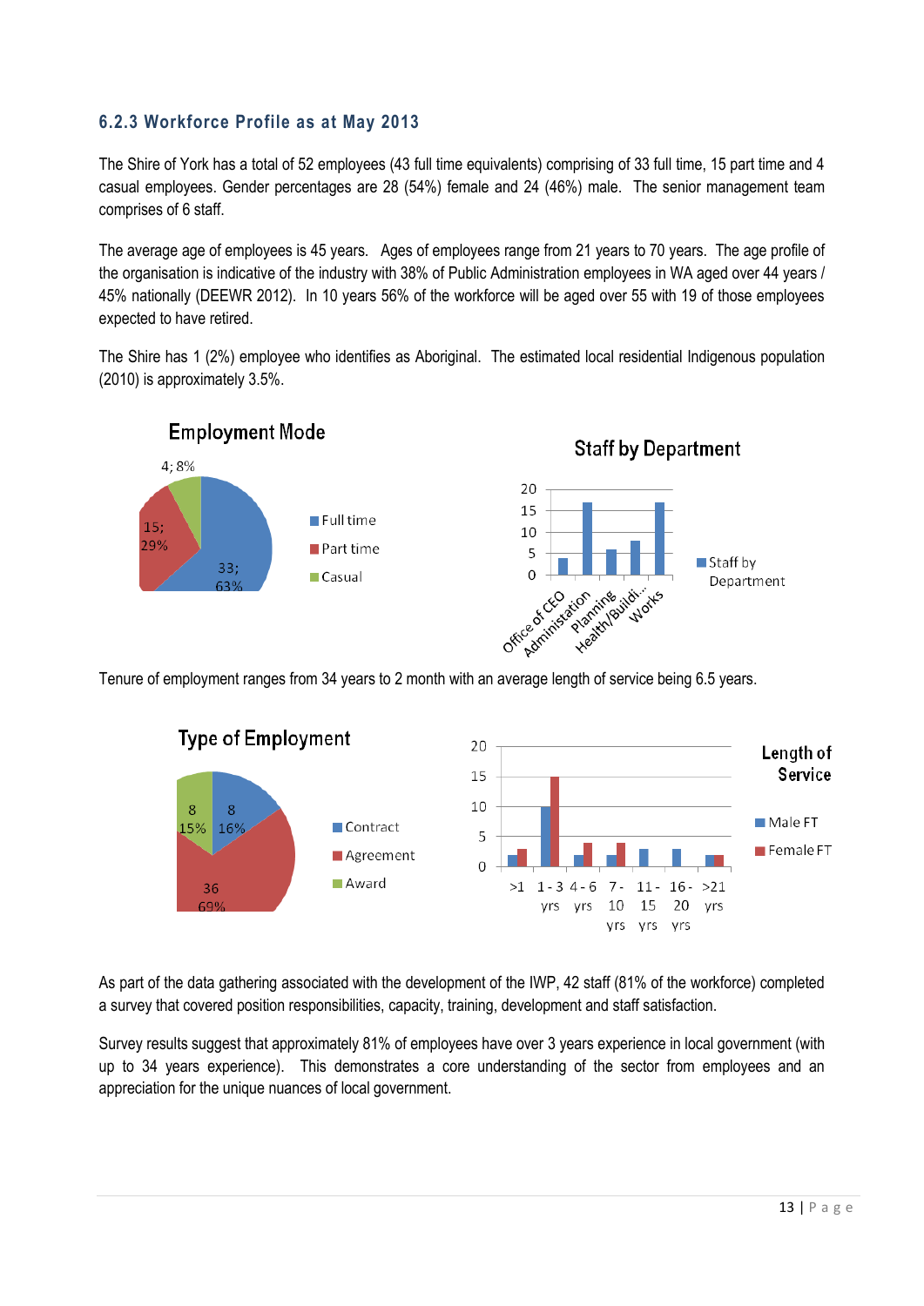### 6.2.3 Workforce Profile as at May 2013

The Shire of York has a total of 52 employees (43 full time equivalents) comprising of 33 full time, 15 part time and 4 casual employees. Gender percentages are 28 (54%) female and 24 (46%) male. The senior management team comprises of 6 staff.

The average age of employees is 45 years. Ages of employees range from 21 years to 70 years. The age profile of the organisation is indicative of the industry with 38% of Public Administration employees in WA aged over 44 years / 45% nationally (DEEWR 2012). In 10 years 56% of the workforce will be aged over 55 with 19 of those employees expected to have retired.

The Shire has 1 (2%) employee who identifies as Aboriginal. The estimated local residential Indigenous population (2010) is approximately 3.5%.

**Employment Mode**

| Mode | Number | Percentage |
|---|---|---|
| Full time | 33 | 63% |
| Part time | 15 | 29% |
| Casual | 4 | 8% |

**Staff by Department**

| Department | Staff by Department |
|---|---|
| Office of CEO | 4 |
| Administration | 17 |
| Planning | 6 |
| Health/Buildi... | 8 |
| Works | 17 |

Tenure of employment ranges from 34 years to 2 month with an average length of service being 6.5 years.

**Type of Employment**

| Type | Number | Percentage |
|---|---|---|
| Contract | 8 | 16% |
| Agreement | 36 | 69% |
| Award | 8 | 15% |

**Length of Service**

| Length of Service | Male FT | Female FT |
|---|---|---|
| >1 | 2 | 3 |
| 1 - 3 yrs | 10 | 15 |
| 4 - 6 yrs | 2 | 4 |
| 7 - 10 yrs | 2 | 4 |
| 11 - 15 yrs | 3 | |
| 16 - 20 yrs | 3 | |
| >21 yrs | 2 | 2 |

As part of the data gathering associated with the development of the IWP, 42 staff (81% of the workforce) completed a survey that covered position responsibilities, capacity, training, development and staff satisfaction.

Survey results suggest that approximately 81% of employees have over 3 years experience in local government (with up to 34 years experience). This demonstrates a core understanding of the sector from employees and an appreciation for the unique nuances of local government.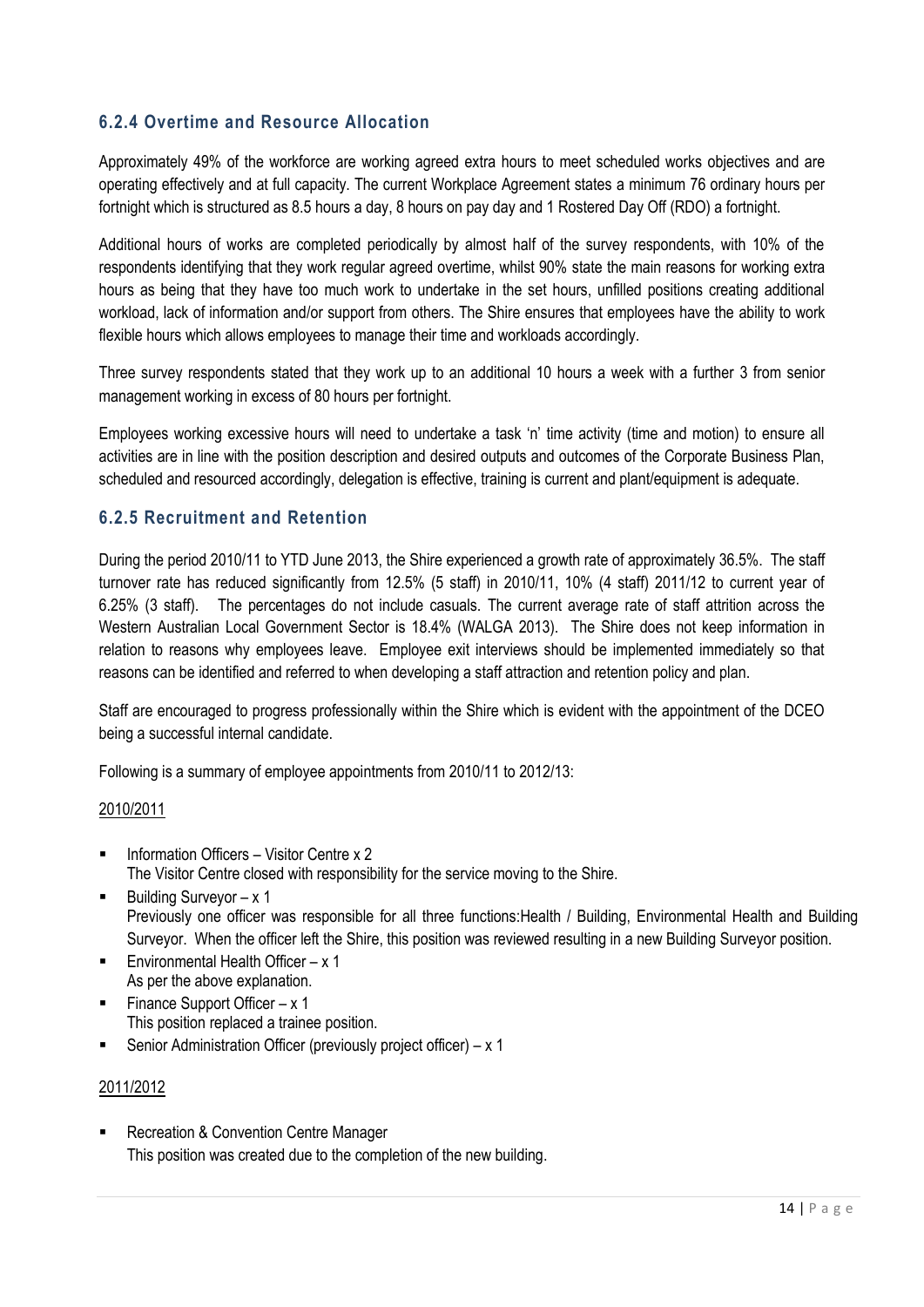### 6.2.4 Overtime and Resource Allocation

Approximately 49% of the workforce are working agreed extra hours to meet scheduled works objectives and are operating effectively and at full capacity. The current Workplace Agreement states a minimum 76 ordinary hours per fortnight which is structured as 8.5 hours a day, 8 hours on pay day and 1 Rostered Day Off (RDO) a fortnight.

Additional hours of works are completed periodically by almost half of the survey respondents, with 10% of the respondents identifying that they work regular agreed overtime, whilst 90% state the main reasons for working extra hours as being that they have too much work to undertake in the set hours, unfilled positions creating additional workload, lack of information and/or support from others. The Shire ensures that employees have the ability to work flexible hours which allows employees to manage their time and workloads accordingly.

Three survey respondents stated that they work up to an additional 10 hours a week with a further 3 from senior management working in excess of 80 hours per fortnight.

Employees working excessive hours will need to undertake a task 'n' time activity (time and motion) to ensure all activities are in line with the position description and desired outputs and outcomes of the Corporate Business Plan, scheduled and resourced accordingly, delegation is effective, training is current and plant/equipment is adequate.

### 6.2.5 Recruitment and Retention

During the period 2010/11 to YTD June 2013, the Shire experienced a growth rate of approximately 36.5%. The staff turnover rate has reduced significantly from 12.5% (5 staff) in 2010/11, 10% (4 staff) 2011/12 to current year of 6.25% (3 staff). The percentages do not include casuals. The current average rate of staff attrition across the Western Australian Local Government Sector is 18.4% (WALGA 2013). The Shire does not keep information in relation to reasons why employees leave. Employee exit interviews should be implemented immediately so that reasons can be identified and referred to when developing a staff attraction and retention policy and plan.

Staff are encouraged to progress professionally within the Shire which is evident with the appointment of the DCEO being a successful internal candidate.

Following is a summary of employee appointments from 2010/11 to 2012/13:

2010/2011

- Information Officers – Visitor Centre x 2
  The Visitor Centre closed with responsibility for the service moving to the Shire.
- Building Surveyor – x 1
  Previously one officer was responsible for all three functions:Health / Building, Environmental Health and Building Surveyor. When the officer left the Shire, this position was reviewed resulting in a new Building Surveyor position.
- Environmental Health Officer – x 1
  As per the above explanation.
- Finance Support Officer – x 1
  This position replaced a trainee position.
- Senior Administration Officer (previously project officer) – x 1

2011/2012

- Recreation & Convention Centre Manager
  This position was created due to the completion of the new building.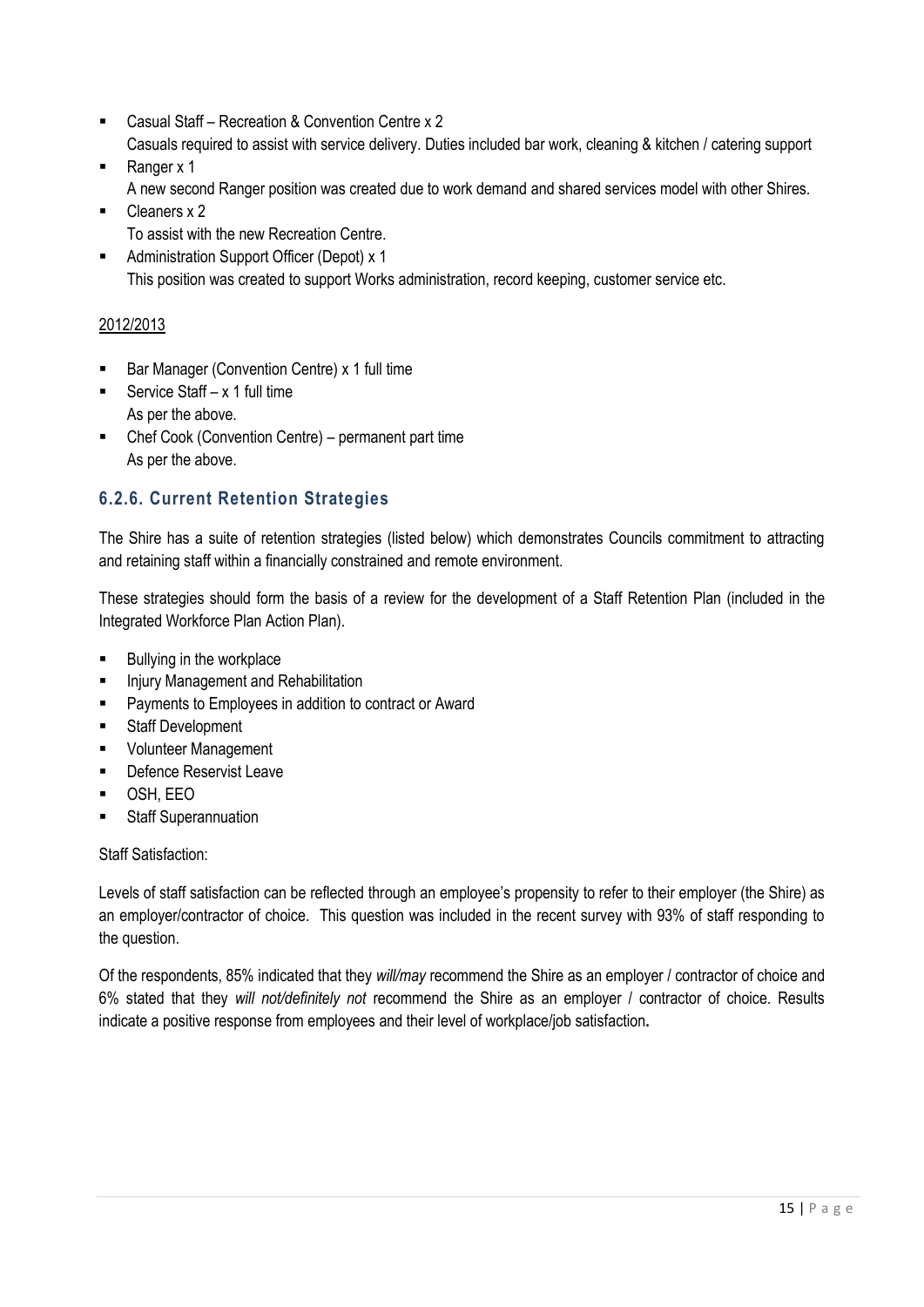- Casual Staff – Recreation & Convention Centre x 2
  Casuals required to assist with service delivery. Duties included bar work, cleaning & kitchen / catering support
- Ranger x 1
  A new second Ranger position was created due to work demand and shared services model with other Shires.
- Cleaners x 2
  To assist with the new Recreation Centre.
- Administration Support Officer (Depot) x 1
  This position was created to support Works administration, record keeping, customer service etc.

2012/2013

- Bar Manager (Convention Centre) x 1 full time
- Service Staff – x 1 full time
  As per the above.
- Chef Cook (Convention Centre) – permanent part time
  As per the above.

### 6.2.6. Current Retention Strategies

The Shire has a suite of retention strategies (listed below) which demonstrates Councils commitment to attracting and retaining staff within a financially constrained and remote environment.

These strategies should form the basis of a review for the development of a Staff Retention Plan (included in the Integrated Workforce Plan Action Plan).

- Bullying in the workplace
- Injury Management and Rehabilitation
- Payments to Employees in addition to contract or Award
- Staff Development
- Volunteer Management
- Defence Reservist Leave
- OSH, EEO
- Staff Superannuation

Staff Satisfaction:

Levels of staff satisfaction can be reflected through an employee's propensity to refer to their employer (the Shire) as an employer/contractor of choice. This question was included in the recent survey with 93% of staff responding to the question.

Of the respondents, 85% indicated that they *will/may* recommend the Shire as an employer / contractor of choice and 6% stated that they *will not/definitely not* recommend the Shire as an employer / contractor of choice. Results indicate a positive response from employees and their level of workplace/job satisfaction.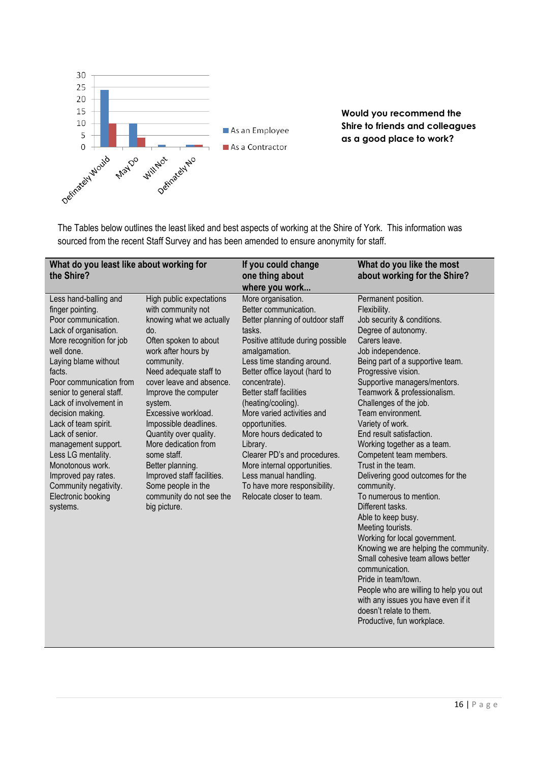**Would you recommend the Shire to friends and colleagues as a good place to work?**

The Tables below outlines the least liked and best aspects of working at the Shire of York. This information was sourced from the recent Staff Survey and has been amended to ensure anonymity for staff.

| What do you least like about working for the Shire? | | If you could change one thing about where you work... | What do you like the most about working for the Shire? |
|---|---|---|---|
| Less hand-balling and finger pointing.<br>Poor communication.<br>Lack of organisation.<br>More recognition for job well done.<br>Laying blame without facts.<br>Poor communication from senior to general staff.<br>Lack of involvement in decision making.<br>Lack of team spirit.<br>Lack of senior. management support.<br>Less LG mentality.<br>Monotonous work.<br>Improved pay rates.<br>Community negativity.<br>Electronic booking systems. | High public expectations with community not knowing what we actually do.<br>Often spoken to about work after hours by community.<br>Need adequate staff to cover leave and absence.<br>Improve the computer system.<br>Excessive workload.<br>Impossible deadlines.<br>Quantity over quality.<br>More dedication from some staff.<br>Better planning.<br>Improved staff facilities.<br>Some people in the community do not see the big picture. | More organisation.<br>Better communication.<br>Better planning of outdoor staff tasks.<br>Positive attitude during possible amalgamation.<br>Less time standing around.<br>Better office layout (hard to concentrate).<br>Better staff facilities (heating/cooling).<br>More varied activities and opportunities.<br>More hours dedicated to Library.<br>Clearer PD's and procedures.<br>More internal opportunities.<br>Less manual handling.<br>To have more responsibility.<br>Relocate closer to team. | Permanent position.<br>Flexibility.<br>Job security & conditions.<br>Degree of autonomy.<br>Carers leave.<br>Job independence.<br>Being part of a supportive team.<br>Progressive vision.<br>Supportive managers/mentors.<br>Teamwork & professionalism.<br>Challenges of the job.<br>Team environment.<br>Variety of work.<br>End result satisfaction.<br>Working together as a team.<br>Competent team members.<br>Trust in the team.<br>Delivering good outcomes for the community.<br>To numerous to mention.<br>Different tasks.<br>Able to keep busy.<br>Meeting tourists.<br>Working for local government.<br>Knowing we are helping the community.<br>Small cohesive team allows better communication.<br>Pride in team/town.<br>People who are willing to help you out with any issues you have even if it doesn't relate to them.<br>Productive, fun workplace. |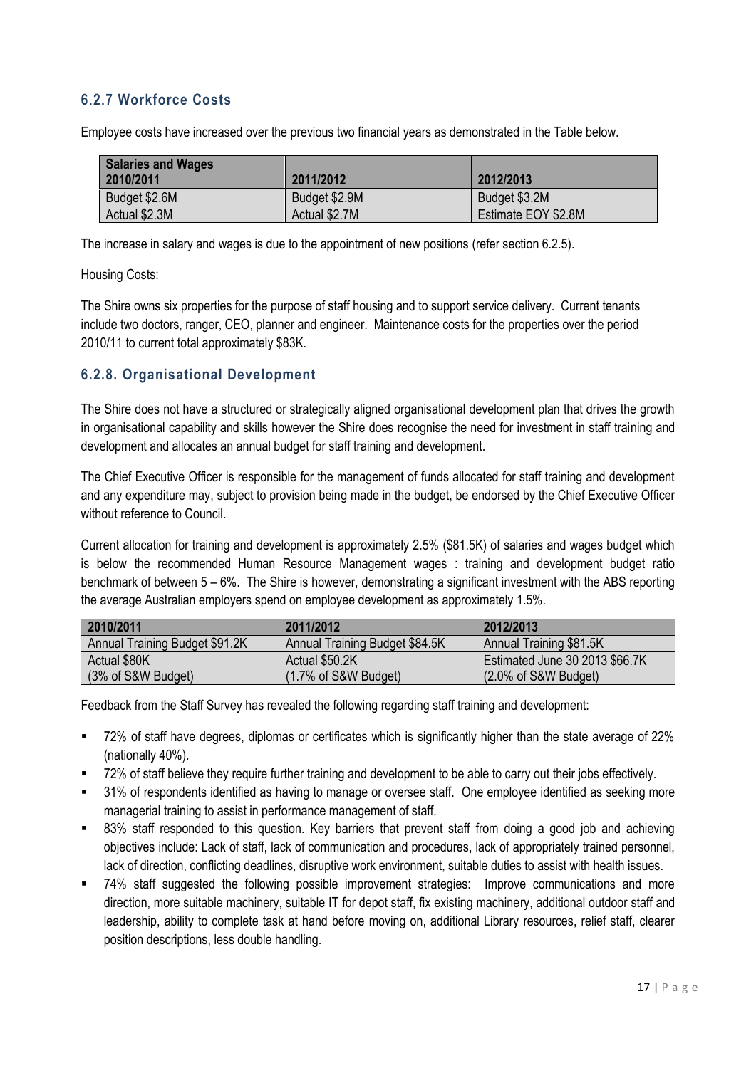### 6.2.7 Workforce Costs

Employee costs have increased over the previous two financial years as demonstrated in the Table below.

| Salaries and Wages 2010/2011 | 2011/2012 | 2012/2013 |
|---|---|---|
| Budget $2.6M | Budget $2.9M | Budget $3.2M |
| Actual $2.3M | Actual $2.7M | Estimate EOY $2.8M |

The increase in salary and wages is due to the appointment of new positions (refer section 6.2.5).

Housing Costs:

The Shire owns six properties for the purpose of staff housing and to support service delivery. Current tenants include two doctors, ranger, CEO, planner and engineer. Maintenance costs for the properties over the period 2010/11 to current total approximately $83K.

### 6.2.8. Organisational Development

The Shire does not have a structured or strategically aligned organisational development plan that drives the growth in organisational capability and skills however the Shire does recognise the need for investment in staff training and development and allocates an annual budget for staff training and development.

The Chief Executive Officer is responsible for the management of funds allocated for staff training and development and any expenditure may, subject to provision being made in the budget, be endorsed by the Chief Executive Officer without reference to Council.

Current allocation for training and development is approximately 2.5% ($81.5K) of salaries and wages budget which is below the recommended Human Resource Management wages : training and development budget ratio benchmark of between 5 – 6%. The Shire is however, demonstrating a significant investment with the ABS reporting the average Australian employers spend on employee development as approximately 1.5%.

| 2010/2011 | 2011/2012 | 2012/2013 |
|---|---|---|
| Annual Training Budget $91.2K | Annual Training Budget $84.5K | Annual Training $81.5K |
| Actual $80K (3% of S&W Budget) | Actual $50.2K (1.7% of S&W Budget) | Estimated June 30 2013 $66.7K (2.0% of S&W Budget) |

Feedback from the Staff Survey has revealed the following regarding staff training and development:

- 72% of staff have degrees, diplomas or certificates which is significantly higher than the state average of 22% (nationally 40%).
- 72% of staff believe they require further training and development to be able to carry out their jobs effectively.
- 31% of respondents identified as having to manage or oversee staff. One employee identified as seeking more managerial training to assist in performance management of staff.
- 83% staff responded to this question. Key barriers that prevent staff from doing a good job and achieving objectives include: Lack of staff, lack of communication and procedures, lack of appropriately trained personnel, lack of direction, conflicting deadlines, disruptive work environment, suitable duties to assist with health issues.
- 74% staff suggested the following possible improvement strategies: Improve communications and more direction, more suitable machinery, suitable IT for depot staff, fix existing machinery, additional outdoor staff and leadership, ability to complete task at hand before moving on, additional Library resources, relief staff, clearer position descriptions, less double handling.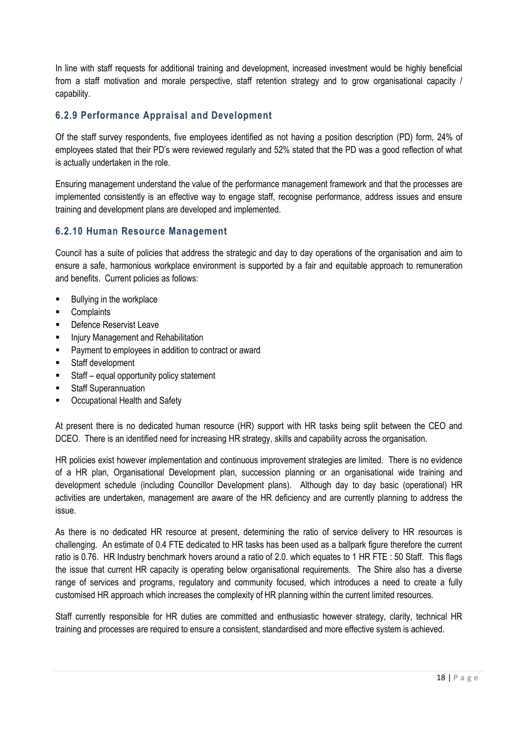In line with staff requests for additional training and development, increased investment would be highly beneficial from a staff motivation and morale perspective, staff retention strategy and to grow organisational capacity / capability.

### 6.2.9 Performance Appraisal and Development

Of the staff survey respondents, five employees identified as not having a position description (PD) form, 24% of employees stated that their PD's were reviewed regularly and 52% stated that the PD was a good reflection of what is actually undertaken in the role.

Ensuring management understand the value of the performance management framework and that the processes are implemented consistently is an effective way to engage staff, recognise performance, address issues and ensure training and development plans are developed and implemented.

### 6.2.10 Human Resource Management

Council has a suite of policies that address the strategic and day to day operations of the organisation and aim to ensure a safe, harmonious workplace environment is supported by a fair and equitable approach to remuneration and benefits. Current policies as follows:

- Bullying in the workplace
- Complaints
- Defence Reservist Leave
- Injury Management and Rehabilitation
- Payment to employees in addition to contract or award
- Staff development
- Staff – equal opportunity policy statement
- Staff Superannuation
- Occupational Health and Safety

At present there is no dedicated human resource (HR) support with HR tasks being split between the CEO and DCEO. There is an identified need for increasing HR strategy, skills and capability across the organisation.

HR policies exist however implementation and continuous improvement strategies are limited. There is no evidence of a HR plan, Organisational Development plan, succession planning or an organisational wide training and development schedule (including Councillor Development plans). Although day to day basic (operational) HR activities are undertaken, management are aware of the HR deficiency and are currently planning to address the issue.

As there is no dedicated HR resource at present, determining the ratio of service delivery to HR resources is challenging. An estimate of 0.4 FTE dedicated to HR tasks has been used as a ballpark figure therefore the current ratio is 0.76. HR Industry benchmark hovers around a ratio of 2.0. which equates to 1 HR FTE : 50 Staff. This flags the issue that current HR capacity is operating below organisational requirements. The Shire also has a diverse range of services and programs, regulatory and community focused, which introduces a need to create a fully customised HR approach which increases the complexity of HR planning within the current limited resources.

Staff currently responsible for HR duties are committed and enthusiastic however strategy, clarity, technical HR training and processes are required to ensure a consistent, standardised and more effective system is achieved.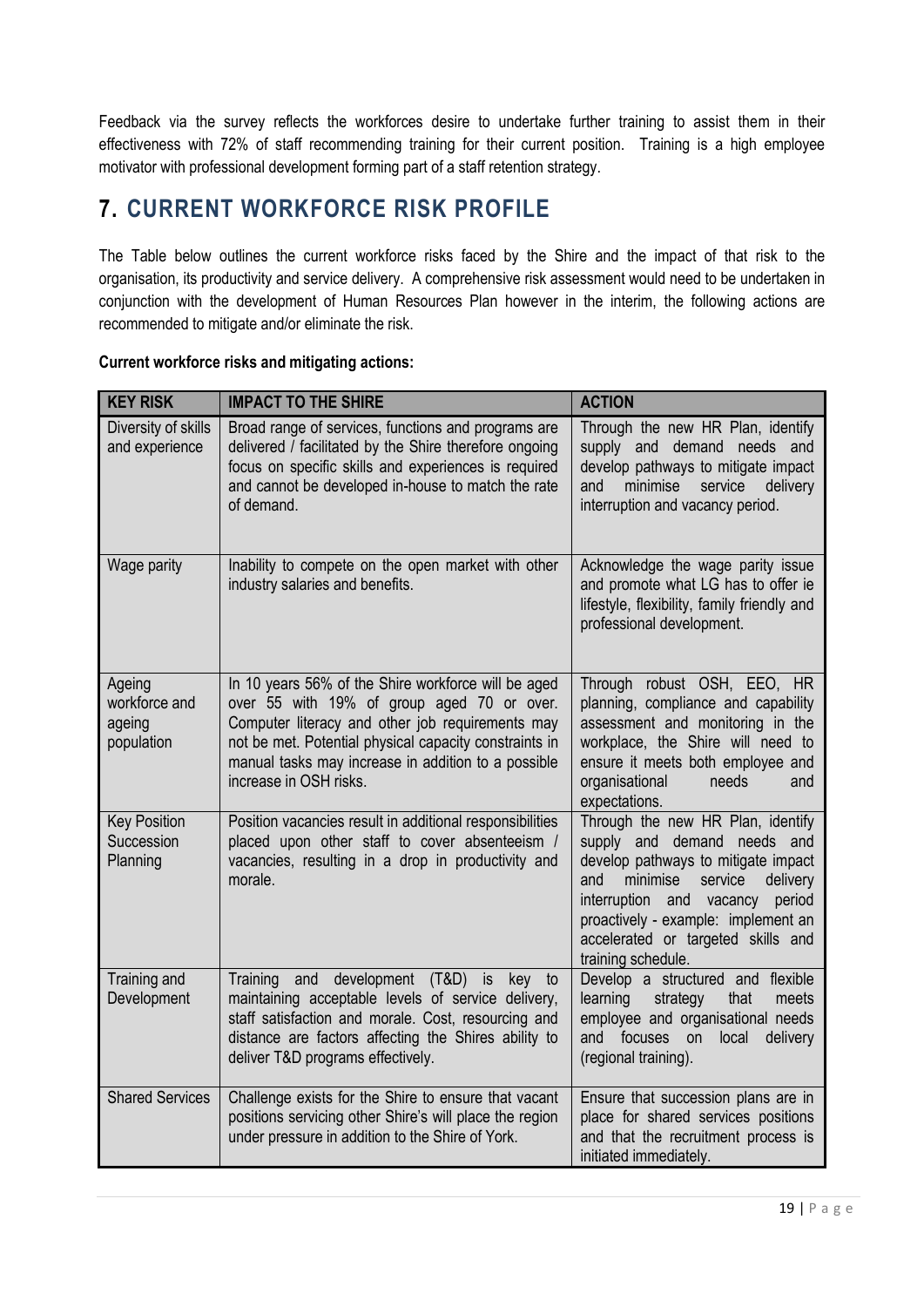Feedback via the survey reflects the workforces desire to undertake further training to assist them in their effectiveness with 72% of staff recommending training for their current position. Training is a high employee motivator with professional development forming part of a staff retention strategy.

## 7. CURRENT WORKFORCE RISK PROFILE

The Table below outlines the current workforce risks faced by the Shire and the impact of that risk to the organisation, its productivity and service delivery. A comprehensive risk assessment would need to be undertaken in conjunction with the development of Human Resources Plan however in the interim, the following actions are recommended to mitigate and/or eliminate the risk.

**Current workforce risks and mitigating actions:**

| KEY RISK | IMPACT TO THE SHIRE | ACTION |
|---|---|---|
| Diversity of skills and experience | Broad range of services, functions and programs are delivered / facilitated by the Shire therefore ongoing focus on specific skills and experiences is required and cannot be developed in-house to match the rate of demand. | Through the new HR Plan, identify supply and demand needs and develop pathways to mitigate impact and minimise service delivery interruption and vacancy period. |
| Wage parity | Inability to compete on the open market with other industry salaries and benefits. | Acknowledge the wage parity issue and promote what LG has to offer ie lifestyle, flexibility, family friendly and professional development. |
| Ageing workforce and ageing population | In 10 years 56% of the Shire workforce will be aged over 55 with 19% of group aged 70 or over. Computer literacy and other job requirements may not be met. Potential physical capacity constraints in manual tasks may increase in addition to a possible increase in OSH risks. | Through robust OSH, EEO, HR planning, compliance and capability assessment and monitoring in the workplace, the Shire will need to ensure it meets both employee and organisational needs and expectations. |
| Key Position Succession Planning | Position vacancies result in additional responsibilities placed upon other staff to cover absenteeism / vacancies, resulting in a drop in productivity and morale. | Through the new HR Plan, identify supply and demand needs and develop pathways to mitigate impact and minimise service delivery interruption and vacancy period proactively - example: implement an accelerated or targeted skills and training schedule. |
| Training and Development | Training and development (T&D) is key to maintaining acceptable levels of service delivery, staff satisfaction and morale. Cost, resourcing and distance are factors affecting the Shires ability to deliver T&D programs effectively. | Develop a structured and flexible learning strategy that meets employee and organisational needs and focuses on local delivery (regional training). |
| Shared Services | Challenge exists for the Shire to ensure that vacant positions servicing other Shire's will place the region under pressure in addition to the Shire of York. | Ensure that succession plans are in place for shared services positions and that the recruitment process is initiated immediately. |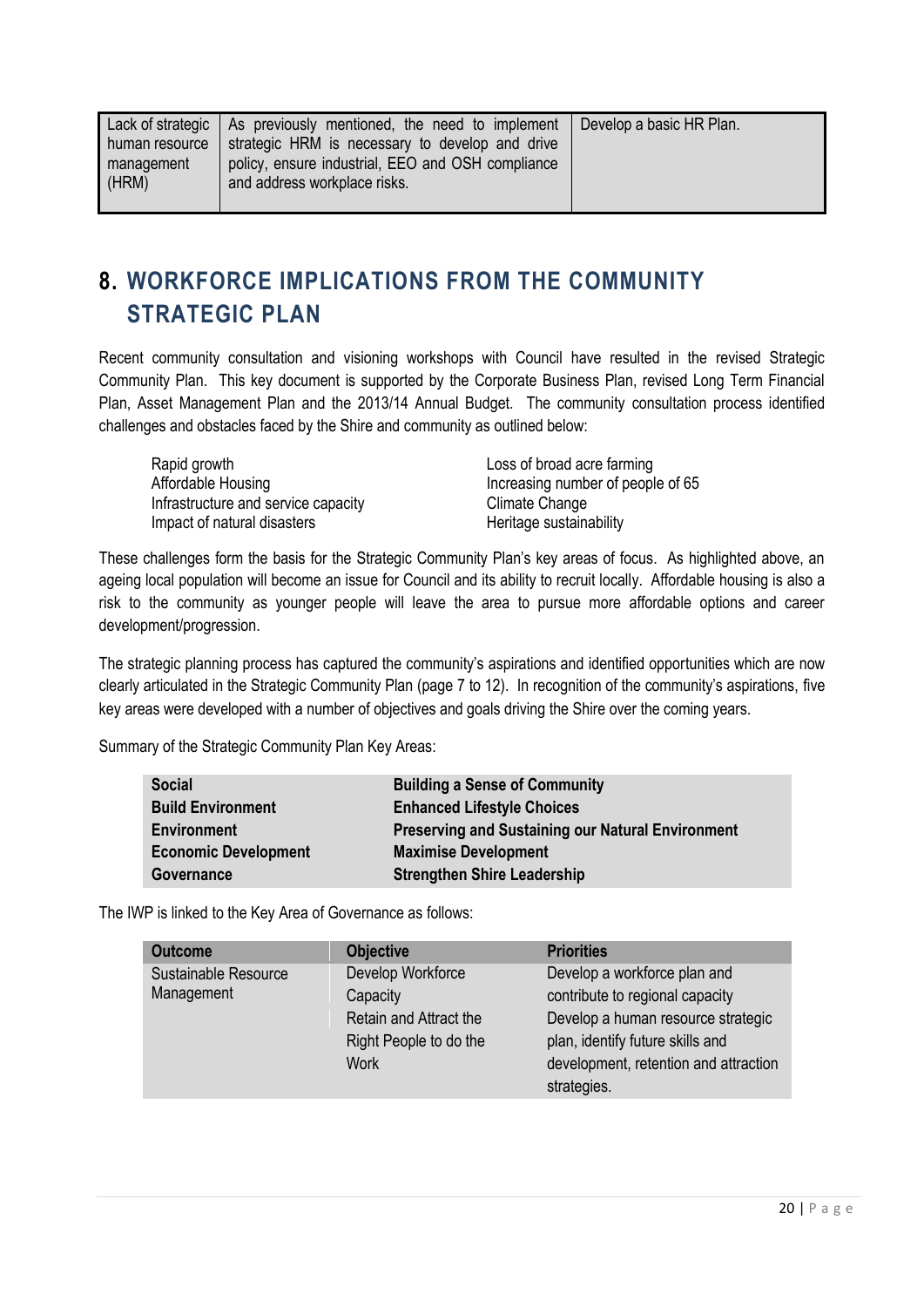| Lack of strategic human resource management (HRM) | As previously mentioned, the need to implement strategic HRM is necessary to develop and drive policy, ensure industrial, EEO and OSH compliance and address workplace risks. | Develop a basic HR Plan. |
|---|---|---|

# 8. WORKFORCE IMPLICATIONS FROM THE COMMUNITY STRATEGIC PLAN

Recent community consultation and visioning workshops with Council have resulted in the revised Strategic Community Plan. This key document is supported by the Corporate Business Plan, revised Long Term Financial Plan, Asset Management Plan and the 2013/14 Annual Budget. The community consultation process identified challenges and obstacles faced by the Shire and community as outlined below:

- Rapid growth
- Affordable Housing
- Infrastructure and service capacity
- Impact of natural disasters
- Loss of broad acre farming
- Increasing number of people of 65
- Climate Change
- Heritage sustainability

These challenges form the basis for the Strategic Community Plan's key areas of focus. As highlighted above, an ageing local population will become an issue for Council and its ability to recruit locally. Affordable housing is also a risk to the community as younger people will leave the area to pursue more affordable options and career development/progression.

The strategic planning process has captured the community's aspirations and identified opportunities which are now clearly articulated in the Strategic Community Plan (page 7 to 12). In recognition of the community's aspirations, five key areas were developed with a number of objectives and goals driving the Shire over the coming years.

Summary of the Strategic Community Plan Key Areas:

| | |
|---|---|
| **Social** | **Building a Sense of Community** |
| **Build Environment** | **Enhanced Lifestyle Choices** |
| **Environment** | **Preserving and Sustaining our Natural Environment** |
| **Economic Development** | **Maximise Development** |
| **Governance** | **Strengthen Shire Leadership** |

The IWP is linked to the Key Area of Governance as follows:

| Outcome | Objective | Priorities |
|---|---|---|
| Sustainable Resource Management | Develop Workforce Capacity | Develop a workforce plan and contribute to regional capacity |
| | Retain and Attract the Right People to do the Work | Develop a human resource strategic plan, identify future skills and development, retention and attraction strategies. |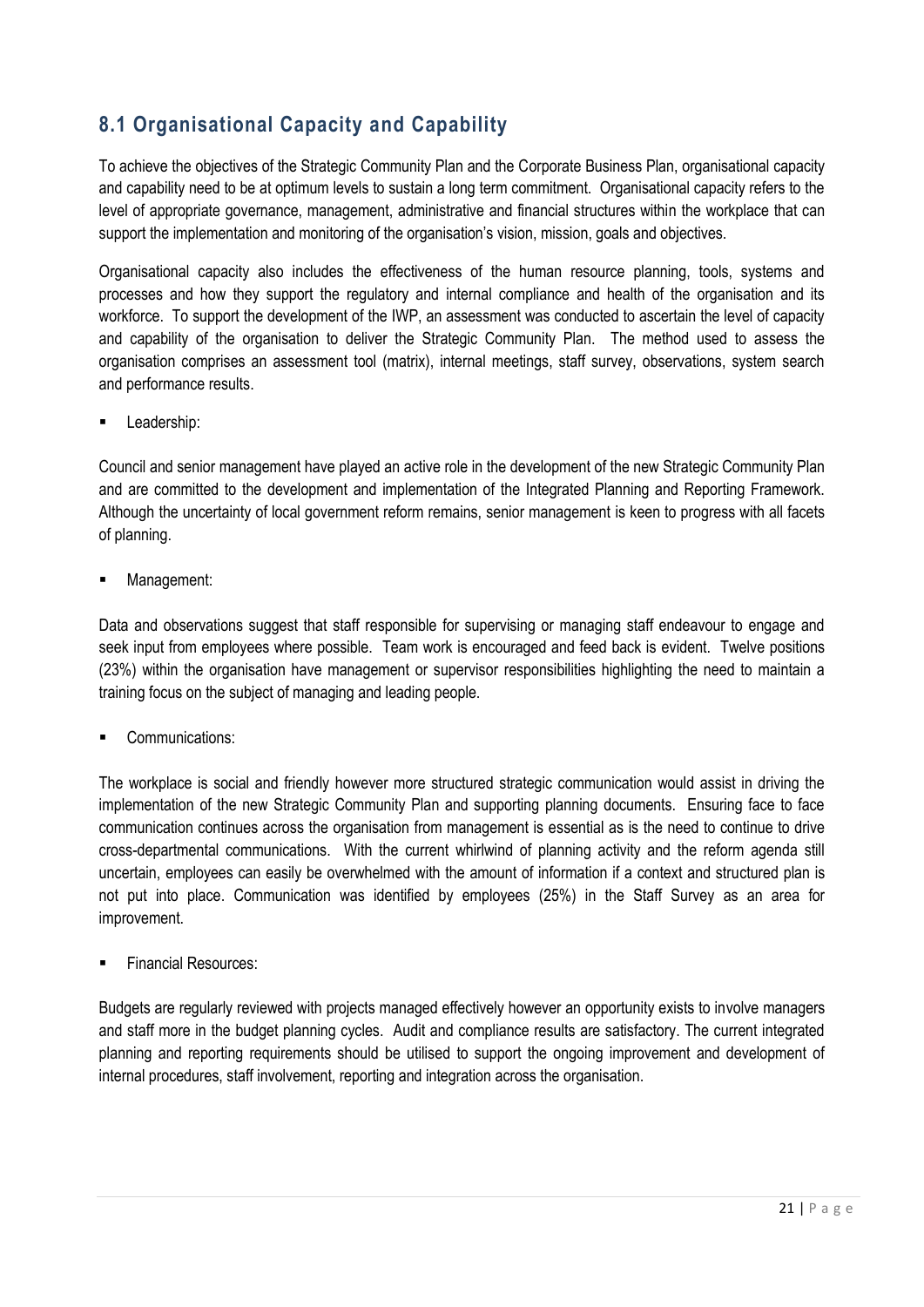## 8.1 Organisational Capacity and Capability

To achieve the objectives of the Strategic Community Plan and the Corporate Business Plan, organisational capacity and capability need to be at optimum levels to sustain a long term commitment. Organisational capacity refers to the level of appropriate governance, management, administrative and financial structures within the workplace that can support the implementation and monitoring of the organisation's vision, mission, goals and objectives.

Organisational capacity also includes the effectiveness of the human resource planning, tools, systems and processes and how they support the regulatory and internal compliance and health of the organisation and its workforce. To support the development of the IWP, an assessment was conducted to ascertain the level of capacity and capability of the organisation to deliver the Strategic Community Plan. The method used to assess the organisation comprises an assessment tool (matrix), internal meetings, staff survey, observations, system search and performance results.

- Leadership:

Council and senior management have played an active role in the development of the new Strategic Community Plan and are committed to the development and implementation of the Integrated Planning and Reporting Framework. Although the uncertainty of local government reform remains, senior management is keen to progress with all facets of planning.

- Management:

Data and observations suggest that staff responsible for supervising or managing staff endeavour to engage and seek input from employees where possible. Team work is encouraged and feed back is evident. Twelve positions (23%) within the organisation have management or supervisor responsibilities highlighting the need to maintain a training focus on the subject of managing and leading people.

- Communications:

The workplace is social and friendly however more structured strategic communication would assist in driving the implementation of the new Strategic Community Plan and supporting planning documents. Ensuring face to face communication continues across the organisation from management is essential as is the need to continue to drive cross-departmental communications. With the current whirlwind of planning activity and the reform agenda still uncertain, employees can easily be overwhelmed with the amount of information if a context and structured plan is not put into place. Communication was identified by employees (25%) in the Staff Survey as an area for improvement.

- Financial Resources:

Budgets are regularly reviewed with projects managed effectively however an opportunity exists to involve managers and staff more in the budget planning cycles. Audit and compliance results are satisfactory. The current integrated planning and reporting requirements should be utilised to support the ongoing improvement and development of internal procedures, staff involvement, reporting and integration across the organisation.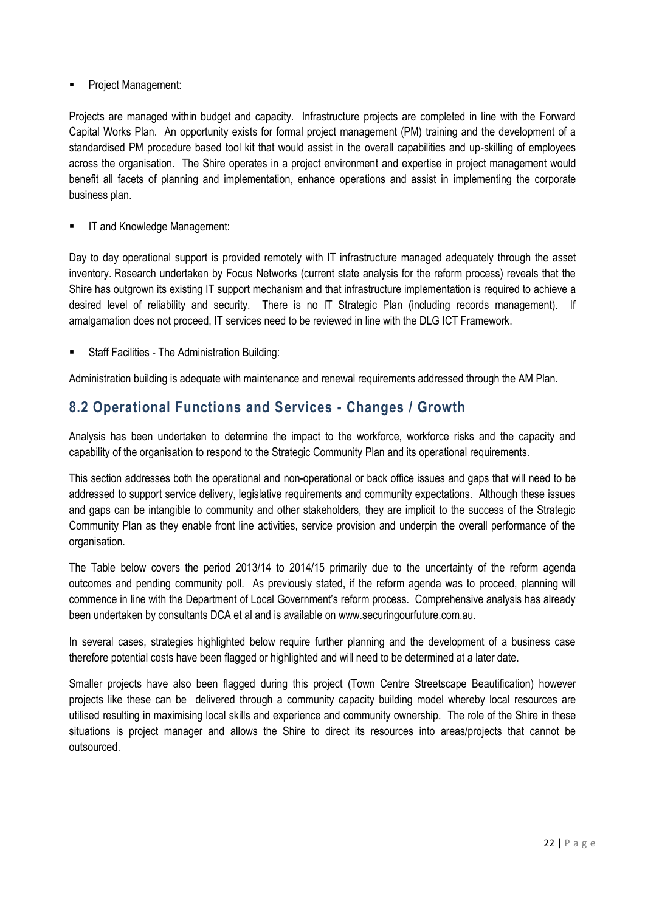- Project Management:

Projects are managed within budget and capacity. Infrastructure projects are completed in line with the Forward Capital Works Plan. An opportunity exists for formal project management (PM) training and the development of a standardised PM procedure based tool kit that would assist in the overall capabilities and up-skilling of employees across the organisation. The Shire operates in a project environment and expertise in project management would benefit all facets of planning and implementation, enhance operations and assist in implementing the corporate business plan.

- IT and Knowledge Management:

Day to day operational support is provided remotely with IT infrastructure managed adequately through the asset inventory. Research undertaken by Focus Networks (current state analysis for the reform process) reveals that the Shire has outgrown its existing IT support mechanism and that infrastructure implementation is required to achieve a desired level of reliability and security. There is no IT Strategic Plan (including records management). If amalgamation does not proceed, IT services need to be reviewed in line with the DLG ICT Framework.

- Staff Facilities - The Administration Building:

Administration building is adequate with maintenance and renewal requirements addressed through the AM Plan.

## 8.2 Operational Functions and Services - Changes / Growth

Analysis has been undertaken to determine the impact to the workforce, workforce risks and the capacity and capability of the organisation to respond to the Strategic Community Plan and its operational requirements.

This section addresses both the operational and non-operational or back office issues and gaps that will need to be addressed to support service delivery, legislative requirements and community expectations. Although these issues and gaps can be intangible to community and other stakeholders, they are implicit to the success of the Strategic Community Plan as they enable front line activities, service provision and underpin the overall performance of the organisation.

The Table below covers the period 2013/14 to 2014/15 primarily due to the uncertainty of the reform agenda outcomes and pending community poll. As previously stated, if the reform agenda was to proceed, planning will commence in line with the Department of Local Government's reform process. Comprehensive analysis has already been undertaken by consultants DCA et al and is available on www.securingourfuture.com.au.

In several cases, strategies highlighted below require further planning and the development of a business case therefore potential costs have been flagged or highlighted and will need to be determined at a later date.

Smaller projects have also been flagged during this project (Town Centre Streetscape Beautification) however projects like these can be delivered through a community capacity building model whereby local resources are utilised resulting in maximising local skills and experience and community ownership. The role of the Shire in these situations is project manager and allows the Shire to direct its resources into areas/projects that cannot be outsourced.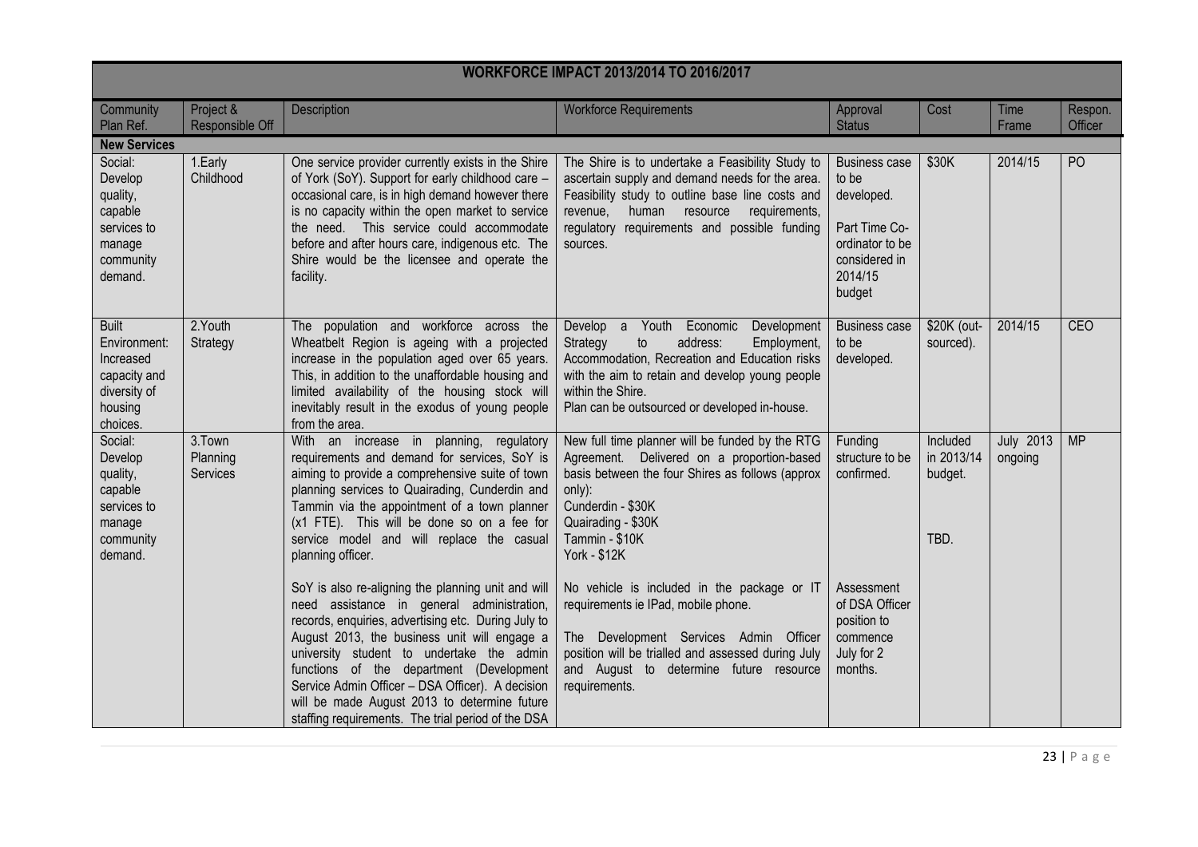| WORKFORCE IMPACT 2013/2014 TO 2016/2017 | | | | | | | |
|---|---|---|---|---|---|---|---|
| Community Plan Ref. | Project & Responsible Off | Description | Workforce Requirements | Approval Status | Cost | Time Frame | Respon. Officer |
| **New Services** | | | | | | | |
| Social: Develop quality, capable services to manage community demand. | 1.Early Childhood | One service provider currently exists in the Shire of York (SoY). Support for early childhood care – occasional care, is in high demand however there is no capacity within the open market to service the need. This service could accommodate before and after hours care, indigenous etc. The Shire would be the licensee and operate the facility. | The Shire is to undertake a Feasibility Study to ascertain supply and demand needs for the area. Feasibility study to outline base line costs and revenue, human resource requirements, regulatory requirements and possible funding sources. | Business case to be developed.<br><br>Part Time Co-ordinator to be considered in 2014/15 budget | \$30K | 2014/15 | PO |
| Built Environment: Increased capacity and diversity of housing choices. | 2.Youth Strategy | The population and workforce across the Wheatbelt Region is ageing with a projected increase in the population aged over 65 years. This, in addition to the unaffordable housing and limited availability of the housing stock will inevitably result in the exodus of young people from the area. | Develop a Youth Economic Development Strategy to address: Employment, Accommodation, Recreation and Education risks with the aim to retain and develop young people within the Shire.<br>Plan can be outsourced or developed in-house. | Business case to be developed. | \$20K (out-sourced). | 2014/15 | CEO |
| Social: Develop quality, capable services to manage community demand. | 3.Town Planning Services | With an increase in planning, regulatory requirements and demand for services, SoY is aiming to provide a comprehensive suite of town planning services to Quairading, Cunderdin and Tammin via the appointment of a town planner (x1 FTE). This will be done so on a fee for service model and will replace the casual planning officer.<br><br>SoY is also re-aligning the planning unit and will need assistance in general administration, records, enquiries, advertising etc. During July to August 2013, the business unit will engage a university student to undertake the admin functions of the department (Development Service Admin Officer – DSA Officer). A decision will be made August 2013 to determine future staffing requirements. The trial period of the DSA | New full time planner will be funded by the RTG Agreement. Delivered on a proportion-based basis between the four Shires as follows (approx only):<br>Cunderdin - \$30K<br>Quairading - \$30K<br>Tammin - \$10K<br>York - \$12K<br><br>No vehicle is included in the package or IT requirements ie IPad, mobile phone.<br><br>The Development Services Admin Officer position will be trialled and assessed during July and August to determine future resource requirements. | Funding structure to be confirmed.<br><br>Assessment of DSA Officer position to commence July for 2 months. | Included in 2013/14 budget.<br><br>TBD. | July 2013 ongoing | MP |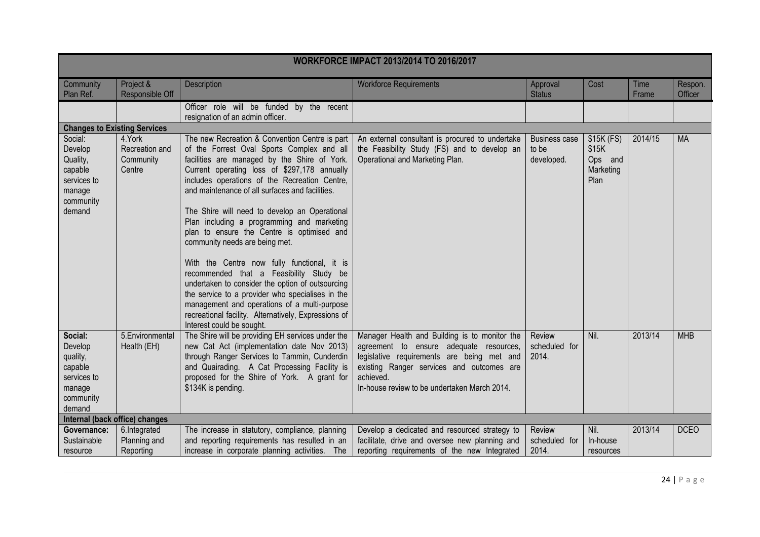| WORKFORCE IMPACT 2013/2014 TO 2016/2017 | | | | | | | |
|---|---|---|---|---|---|---|---|
| Community Plan Ref. | Project & Responsible Off | Description | Workforce Requirements | Approval Status | Cost | Time Frame | Respon. Officer |
| | | Officer role will be funded by the recent resignation of an admin officer. | | | | | |
| **Changes to Existing Services** | | | | | | | |
| Social: Develop Quality, capable services to manage community demand | 4.York Recreation and Community Centre | The new Recreation & Convention Centre is part of the Forrest Oval Sports Complex and all facilities are managed by the Shire of York. Current operating loss of $297,178 annually includes operations of the Recreation Centre, and maintenance of all surfaces and facilities.<br><br>The Shire will need to develop an Operational Plan including a programming and marketing plan to ensure the Centre is optimised and community needs are being met.<br><br>With the Centre now fully functional, it is recommended that a Feasibility Study be undertaken to consider the option of outsourcing the service to a provider who specialises in the management and operations of a multi-purpose recreational facility. Alternatively, Expressions of Interest could be sought. | An external consultant is procured to undertake the Feasibility Study (FS) and to develop an Operational and Marketing Plan. | Business case to be developed. | $15K (FS) $15K Ops and Marketing Plan | 2014/15 | MA |
| **Social:** Develop quality, capable services to manage community demand | 5.Environmental Health (EH) | The Shire will be providing EH services under the new Cat Act (implementation date Nov 2013) through Ranger Services to Tammin, Cunderdin and Quairading. A Cat Processing Facility is proposed for the Shire of York. A grant for $134K is pending. | Manager Health and Building is to monitor the agreement to ensure adequate resources, legislative requirements are being met and existing Ranger services and outcomes are achieved.<br>In-house review to be undertaken March 2014. | Review scheduled for 2014. | Nil. | 2013/14 | MHB |
| **Internal (back office) changes** | | | | | | | |
| **Governance:** Sustainable resource | 6.Integrated Planning and Reporting | The increase in statutory, compliance, planning and reporting requirements has resulted in an increase in corporate planning activities. The | Develop a dedicated and resourced strategy to facilitate, drive and oversee new planning and reporting requirements of the new Integrated | Review scheduled for 2014. | Nil. In-house resources | 2013/14 | DCEO |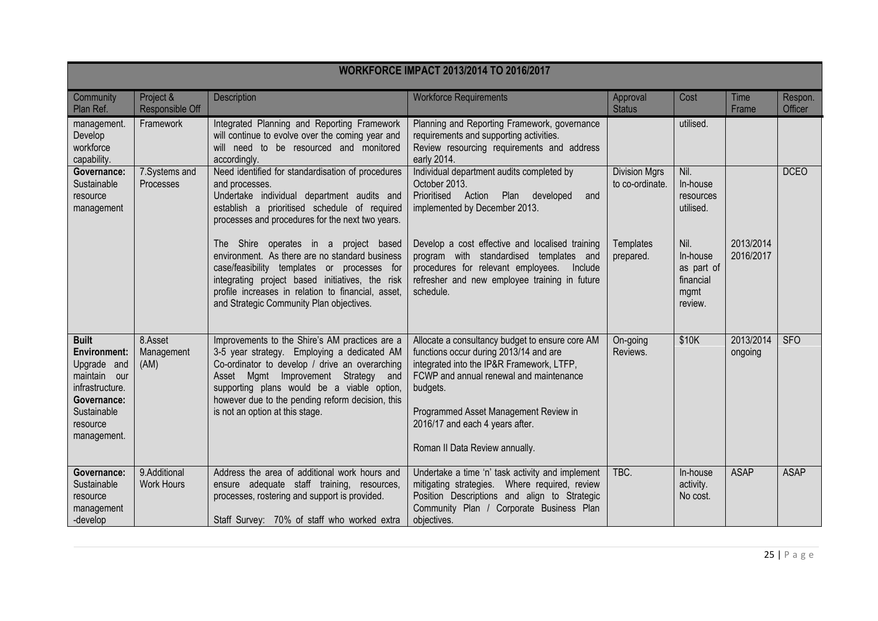| WORKFORCE IMPACT 2013/2014 TO 2016/2017 | | | | | | | |
|---|---|---|---|---|---|---|---|
| Community Plan Ref. | Project & Responsible Off | Description | Workforce Requirements | Approval Status | Cost | Time Frame | Respon. Officer |
| management. Develop workforce capability. | Framework | Integrated Planning and Reporting Framework will continue to evolve over the coming year and will need to be resourced and monitored accordingly. | Planning and Reporting Framework, governance requirements and supporting activities. Review resourcing requirements and address early 2014. | | utilised. | | |
| **Governance:** Sustainable resource management | 7.Systems and Processes | Need identified for standardisation of procedures and processes. Undertake individual department audits and establish a prioritised schedule of required processes and procedures for the next two years.<br><br>The Shire operates in a project based environment. As there are no standard business case/feasibility templates or processes for integrating project based initiatives, the risk profile increases in relation to financial, asset, and Strategic Community Plan objectives. | Individual department audits completed by October 2013. Prioritised Action Plan developed and implemented by December 2013.<br><br>Develop a cost effective and localised training program with standardised templates and procedures for relevant employees. Include refresher and new employee training in future schedule. | Division Mgrs to co-ordinate.<br><br>Templates prepared. | Nil. In-house resources utilised.<br><br>Nil. In-house as part of financial mgmt review. | 2013/2014 2016/2017 | DCEO |
| **Built Environment:** Upgrade and maintain our infrastructure. **Governance:** Sustainable resource management. | 8.Asset Management (AM) | Improvements to the Shire's AM practices are a 3-5 year strategy. Employing a dedicated AM Co-ordinator to develop / drive an overarching Asset Mgmt Improvement Strategy and supporting plans would be a viable option, however due to the pending reform decision, this is not an option at this stage. | Allocate a consultancy budget to ensure core AM functions occur during 2013/14 and are integrated into the IP&R Framework, LTFP, FCWP and annual renewal and maintenance budgets.<br><br>Programmed Asset Management Review in 2016/17 and each 4 years after.<br><br>Roman II Data Review annually. | On-going Reviews. | $10K | 2013/2014 ongoing | SFO |
| **Governance:** Sustainable resource management -develop | 9.Additional Work Hours | Address the area of additional work hours and ensure adequate staff training, resources, processes, rostering and support is provided.<br><br>Staff Survey: 70% of staff who worked extra | Undertake a time 'n' task activity and implement mitigating strategies. Where required, review Position Descriptions and align to Strategic Community Plan / Corporate Business Plan objectives. | TBC. | In-house activity. No cost. | ASAP | ASAP |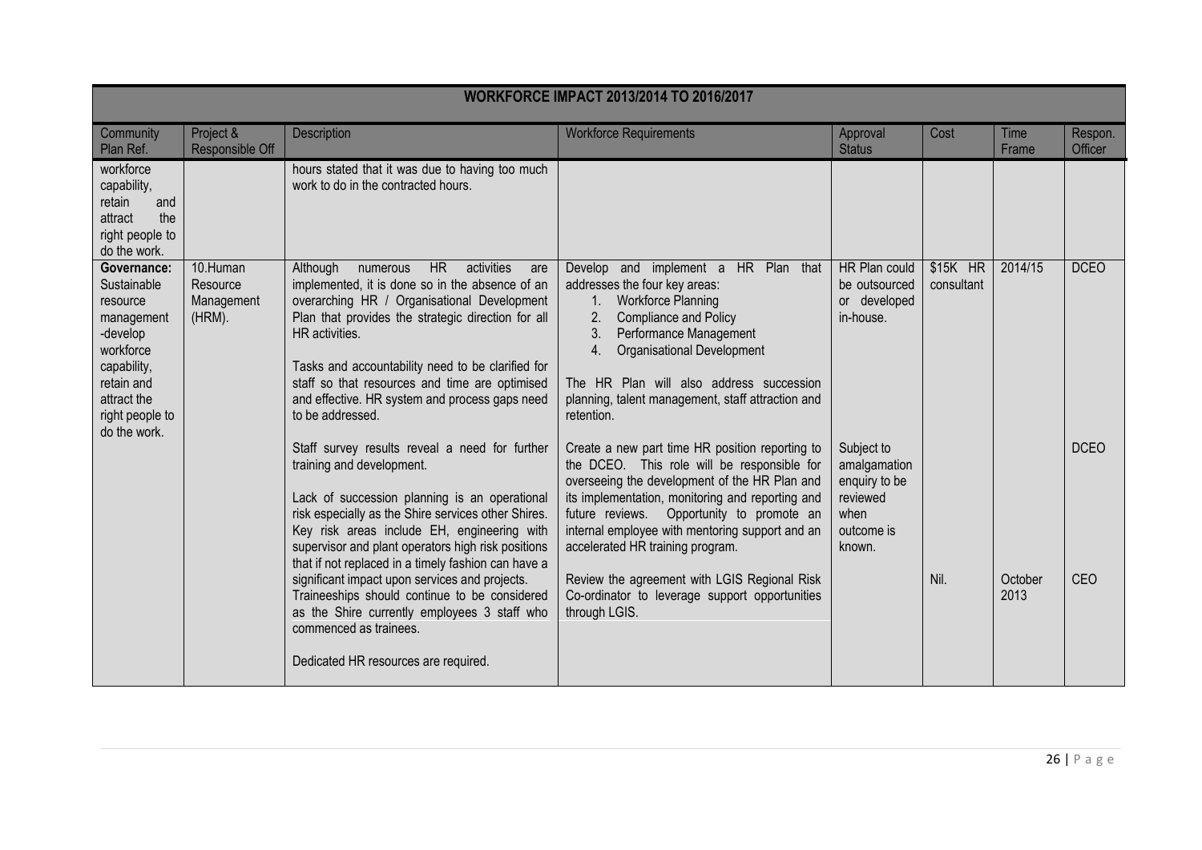| WORKFORCE IMPACT 2013/2014 TO 2016/2017 | | | | | | | |
|---|---|---|---|---|---|---|---|
| Community Plan Ref. | Project & Responsible Off | Description | Workforce Requirements | Approval Status | Cost | Time Frame | Respon. Officer |
| workforce capability, retain and attract the right people to do the work. | | hours stated that it was due to having too much work to do in the contracted hours. | | | | | |
| **Governance:** Sustainable resource management -develop workforce capability, retain and attract the right people to do the work. | 10.Human Resource Management (HRM). | Although numerous HR activities are implemented, it is done so in the absence of an overarching HR / Organisational Development Plan that provides the strategic direction for all HR activities.<br><br>Tasks and accountability need to be clarified for staff so that resources and time are optimised and effective. HR system and process gaps need to be addressed. | Develop and implement a HR Plan that addresses the four key areas:<br>1. Workforce Planning<br>2. Compliance and Policy<br>3. Performance Management<br>4. Organisational Development<br><br>The HR Plan will also address succession planning, talent management, staff attraction and retention. | HR Plan could be outsourced or developed in-house. | $15K HR consultant | 2014/15 | DCEO |
| | | Staff survey results reveal a need for further training and development.<br><br>Lack of succession planning is an operational risk especially as the Shire services other Shires. Key risk areas include EH, engineering with supervisor and plant operators high risk positions that if not replaced in a timely fashion can have a significant impact upon services and projects. | Create a new part time HR position reporting to the DCEO. This role will be responsible for overseeing the development of the HR Plan and its implementation, monitoring and reporting and future reviews. Opportunity to promote an internal employee with mentoring support and an accelerated HR training program. | Subject to amalgamation enquiry to be reviewed when outcome is known. | | | DCEO |
| | | Traineeships should continue to be considered as the Shire currently employees 3 staff who commenced as trainees.<br><br>Dedicated HR resources are required. | Review the agreement with LGIS Regional Risk Co-ordinator to leverage support opportunities through LGIS. | | Nil. | October 2013 | CEO |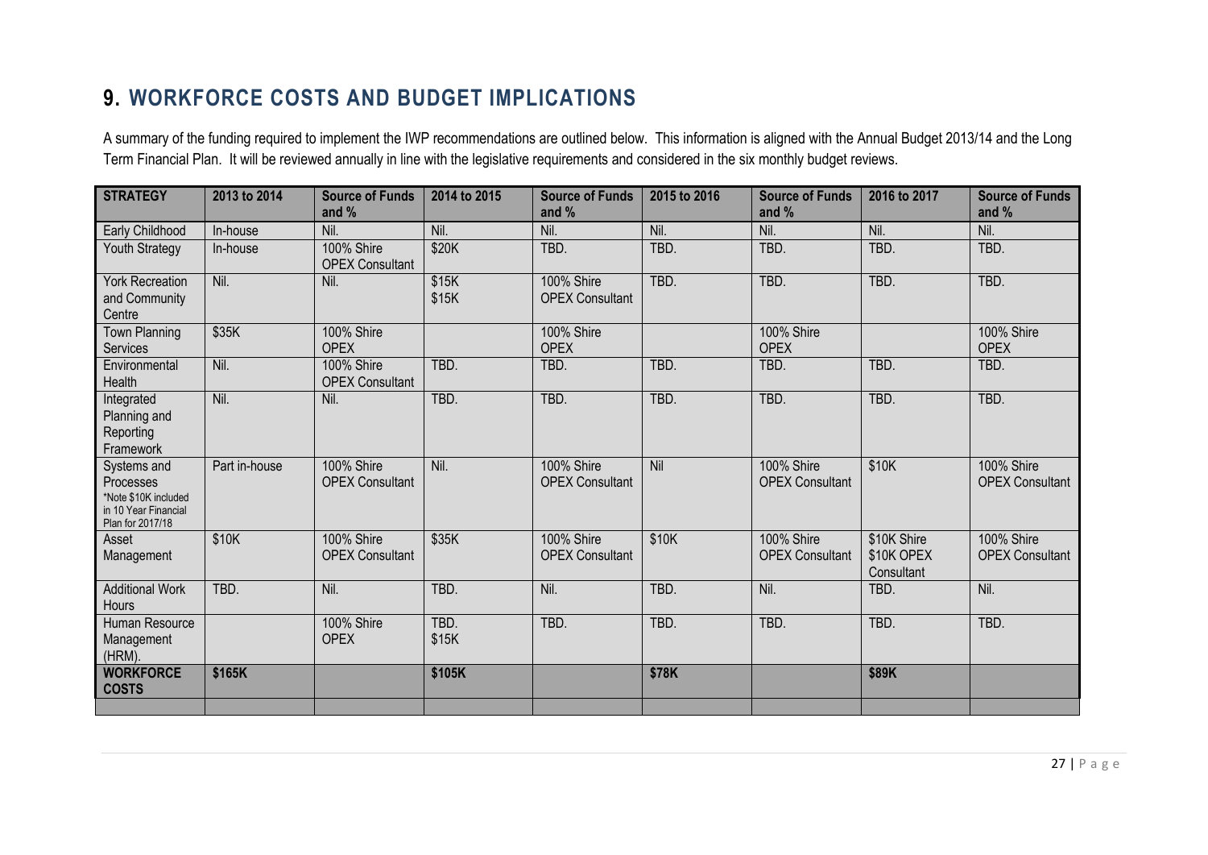# 9. WORKFORCE COSTS AND BUDGET IMPLICATIONS

A summary of the funding required to implement the IWP recommendations are outlined below. This information is aligned with the Annual Budget 2013/14 and the Long Term Financial Plan. It will be reviewed annually in line with the legislative requirements and considered in the six monthly budget reviews.

| STRATEGY | 2013 to 2014 | Source of Funds and % | 2014 to 2015 | Source of Funds and % | 2015 to 2016 | Source of Funds and % | 2016 to 2017 | Source of Funds and % |
|---|---|---|---|---|---|---|---|---|
| Early Childhood | In-house | Nil. | Nil. | Nil. | Nil. | Nil. | Nil. | Nil. |
| Youth Strategy | In-house | 100% Shire OPEX Consultant | $20K | TBD. | TBD. | TBD. | TBD. | TBD. |
| York Recreation and Community Centre | Nil. | Nil. | $15K $15K | 100% Shire OPEX Consultant | TBD. | TBD. | TBD. | TBD. |
| Town Planning Services | $35K | 100% Shire OPEX | | 100% Shire OPEX | | 100% Shire OPEX | | 100% Shire OPEX |
| Environmental Health | Nil. | 100% Shire OPEX Consultant | TBD. | TBD. | TBD. | TBD. | TBD. | TBD. |
| Integrated Planning and Reporting Framework | Nil. | Nil. | TBD. | TBD. | TBD. | TBD. | TBD. | TBD. |
| Systems and Processes *Note $10K included in 10 Year Financial Plan for 2017/18 | Part in-house | 100% Shire OPEX Consultant | Nil. | 100% Shire OPEX Consultant | Nil | 100% Shire OPEX Consultant | $10K | 100% Shire OPEX Consultant |
| Asset Management | $10K | 100% Shire OPEX Consultant | $35K | 100% Shire OPEX Consultant | $10K | 100% Shire OPEX Consultant | $10K Shire $10K OPEX Consultant | 100% Shire OPEX Consultant |
| Additional Work Hours | TBD. | Nil. | TBD. | Nil. | TBD. | Nil. | TBD. | Nil. |
| Human Resource Management (HRM). | | 100% Shire OPEX | TBD. $15K | TBD. | TBD. | TBD. | TBD. | TBD. |
| **WORKFORCE COSTS** | **$165K** | | **$105K** | | **$78K** | | **$89K** | |
| | | | | | | | | |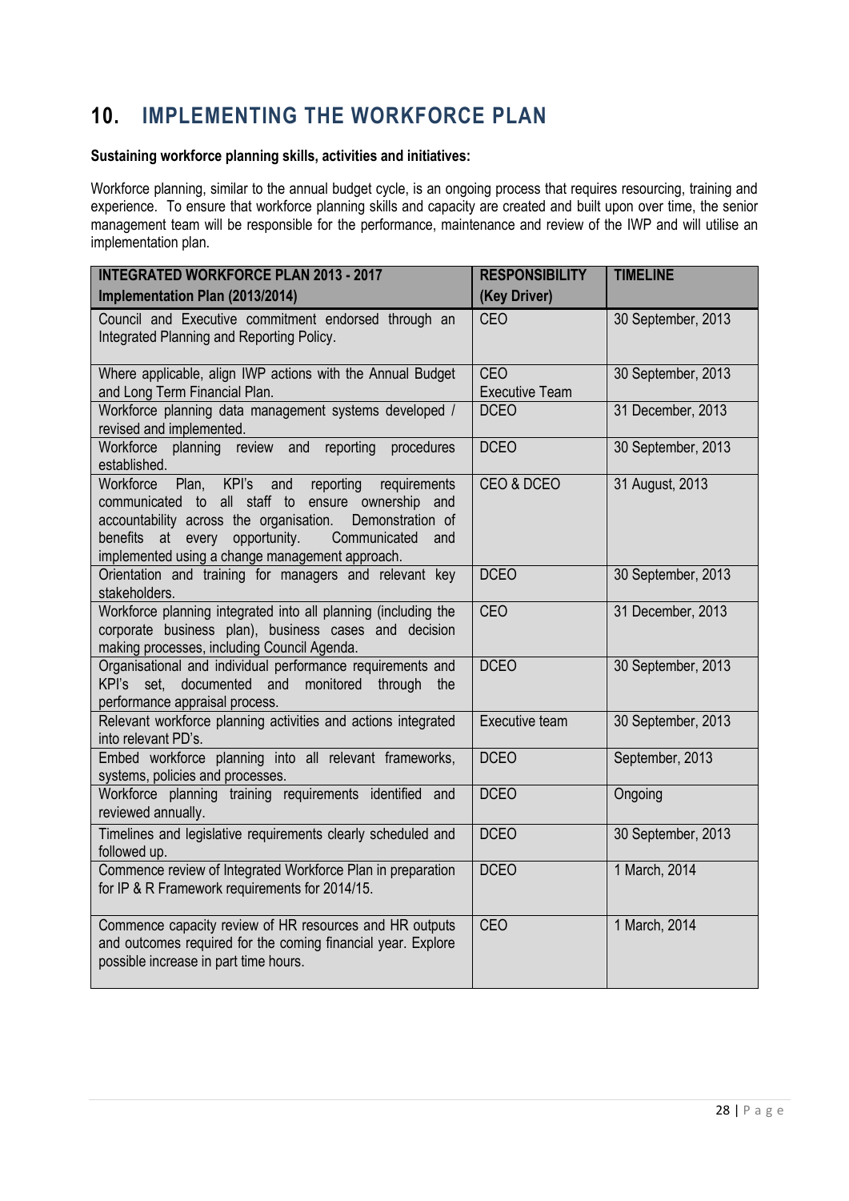# 10. IMPLEMENTING THE WORKFORCE PLAN

**Sustaining workforce planning skills, activities and initiatives:**

Workforce planning, similar to the annual budget cycle, is an ongoing process that requires resourcing, training and experience. To ensure that workforce planning skills and capacity are created and built upon over time, the senior management team will be responsible for the performance, maintenance and review of the IWP and will utilise an implementation plan.

| INTEGRATED WORKFORCE PLAN 2013 - 2017 Implementation Plan (2013/2014) | RESPONSIBILITY (Key Driver) | TIMELINE |
|---|---|---|
| Council and Executive commitment endorsed through an Integrated Planning and Reporting Policy. | CEO | 30 September, 2013 |
| Where applicable, align IWP actions with the Annual Budget and Long Term Financial Plan. | CEO Executive Team | 30 September, 2013 |
| Workforce planning data management systems developed / revised and implemented. | DCEO | 31 December, 2013 |
| Workforce planning review and reporting procedures established. | DCEO | 30 September, 2013 |
| Workforce Plan, KPI's and reporting requirements communicated to all staff to ensure ownership and accountability across the organisation. Demonstration of benefits at every opportunity. Communicated and implemented using a change management approach. | CEO & DCEO | 31 August, 2013 |
| Orientation and training for managers and relevant key stakeholders. | DCEO | 30 September, 2013 |
| Workforce planning integrated into all planning (including the corporate business plan), business cases and decision making processes, including Council Agenda. | CEO | 31 December, 2013 |
| Organisational and individual performance requirements and KPI's set, documented and monitored through the performance appraisal process. | DCEO | 30 September, 2013 |
| Relevant workforce planning activities and actions integrated into relevant PD's. | Executive team | 30 September, 2013 |
| Embed workforce planning into all relevant frameworks, systems, policies and processes. | DCEO | September, 2013 |
| Workforce planning training requirements identified and reviewed annually. | DCEO | Ongoing |
| Timelines and legislative requirements clearly scheduled and followed up. | DCEO | 30 September, 2013 |
| Commence review of Integrated Workforce Plan in preparation for IP & R Framework requirements for 2014/15. | DCEO | 1 March, 2014 |
| Commence capacity review of HR resources and HR outputs and outcomes required for the coming financial year. Explore possible increase in part time hours. | CEO | 1 March, 2014 |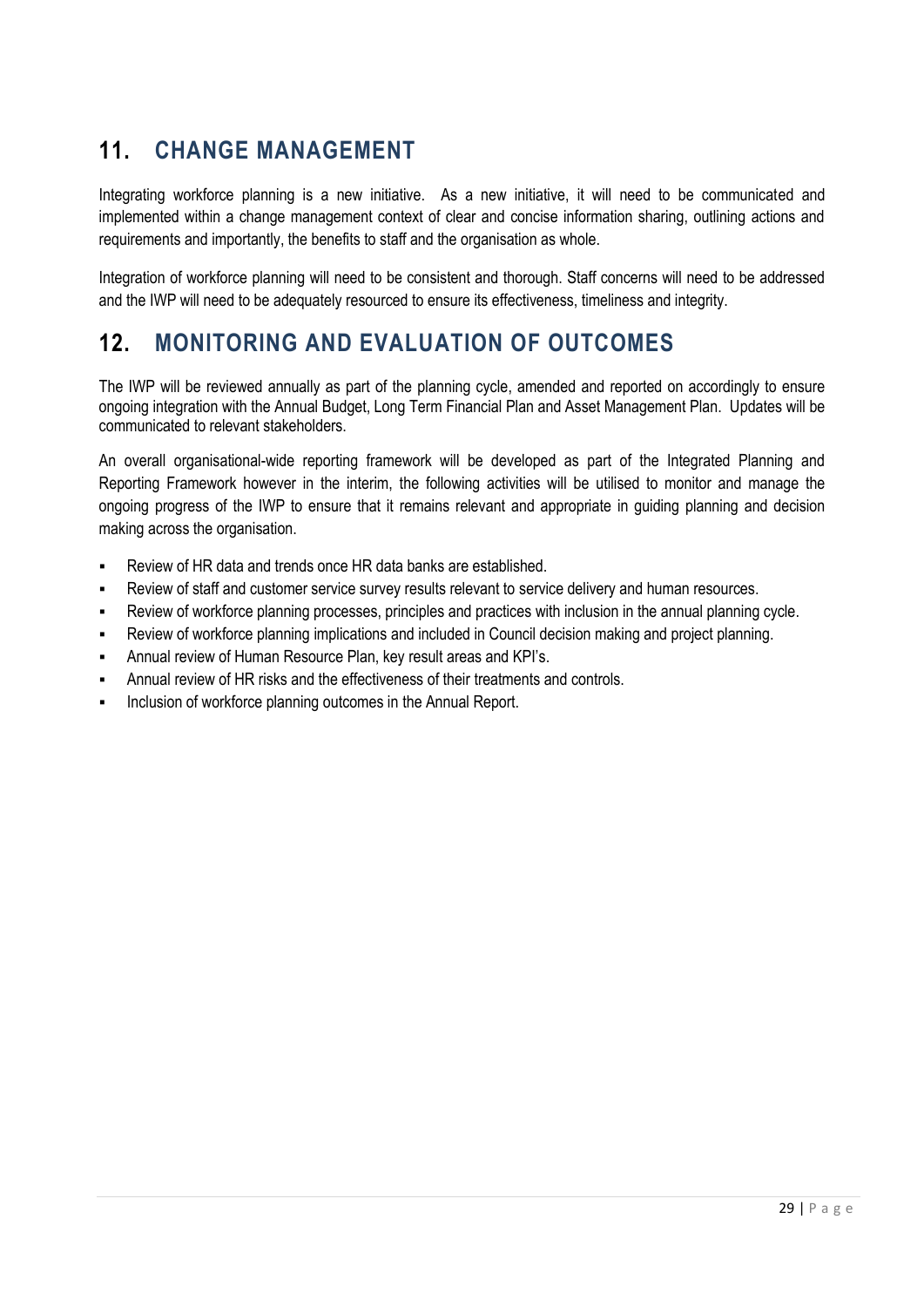## 11. CHANGE MANAGEMENT

Integrating workforce planning is a new initiative. As a new initiative, it will need to be communicated and implemented within a change management context of clear and concise information sharing, outlining actions and requirements and importantly, the benefits to staff and the organisation as whole.

Integration of workforce planning will need to be consistent and thorough. Staff concerns will need to be addressed and the IWP will need to be adequately resourced to ensure its effectiveness, timeliness and integrity.

## 12. MONITORING AND EVALUATION OF OUTCOMES

The IWP will be reviewed annually as part of the planning cycle, amended and reported on accordingly to ensure ongoing integration with the Annual Budget, Long Term Financial Plan and Asset Management Plan. Updates will be communicated to relevant stakeholders.

An overall organisational-wide reporting framework will be developed as part of the Integrated Planning and Reporting Framework however in the interim, the following activities will be utilised to monitor and manage the ongoing progress of the IWP to ensure that it remains relevant and appropriate in guiding planning and decision making across the organisation.

- Review of HR data and trends once HR data banks are established.
- Review of staff and customer service survey results relevant to service delivery and human resources.
- Review of workforce planning processes, principles and practices with inclusion in the annual planning cycle.
- Review of workforce planning implications and included in Council decision making and project planning.
- Annual review of Human Resource Plan, key result areas and KPI's.
- Annual review of HR risks and the effectiveness of their treatments and controls.
- Inclusion of workforce planning outcomes in the Annual Report.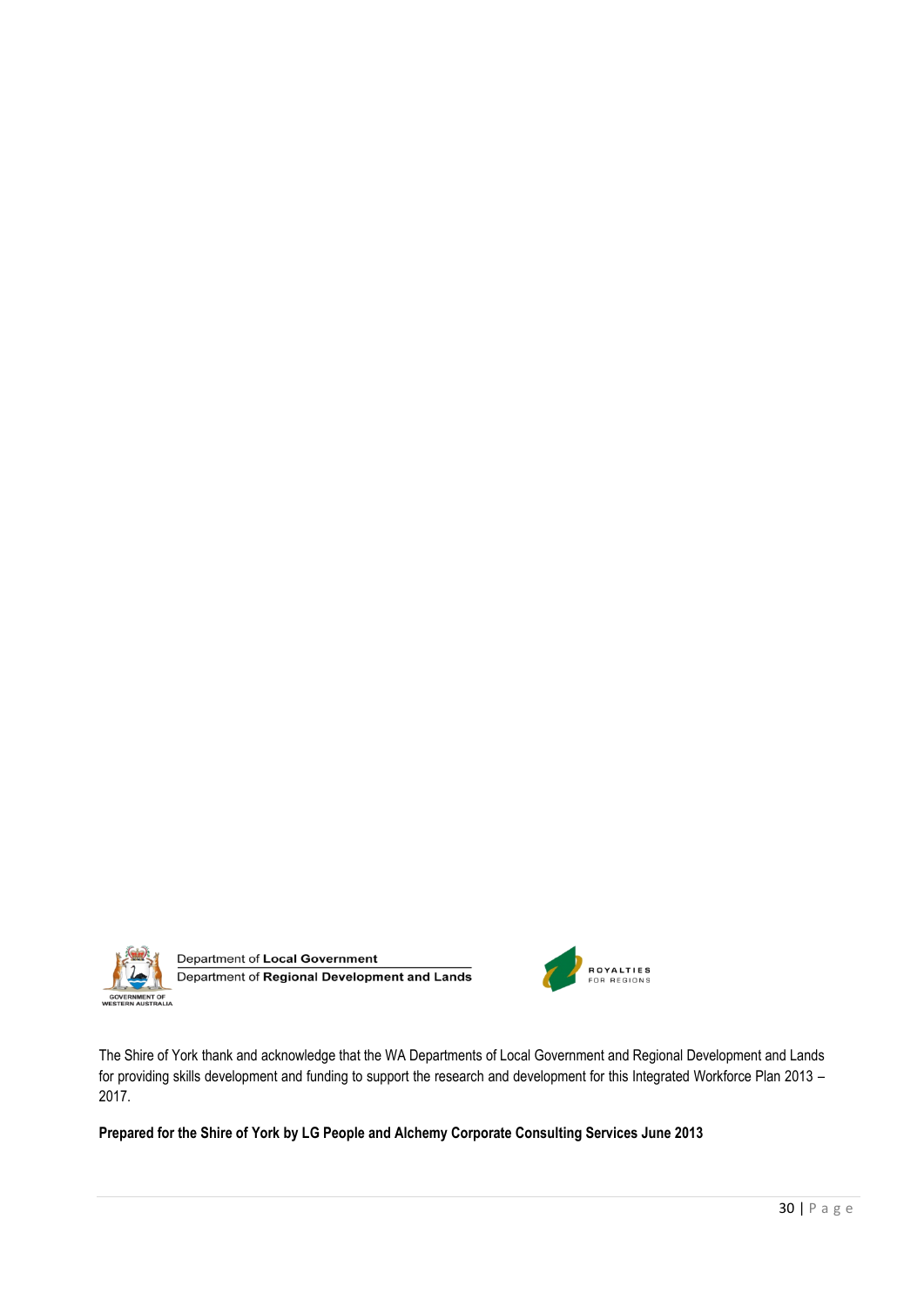Department of **Local Government**
Department of **Regional Development and Lands**

The Shire of York thank and acknowledge that the WA Departments of Local Government and Regional Development and Lands for providing skills development and funding to support the research and development for this Integrated Workforce Plan 2013 – 2017.

**Prepared for the Shire of York by LG People and Alchemy Corporate Consulting Services June 2013**